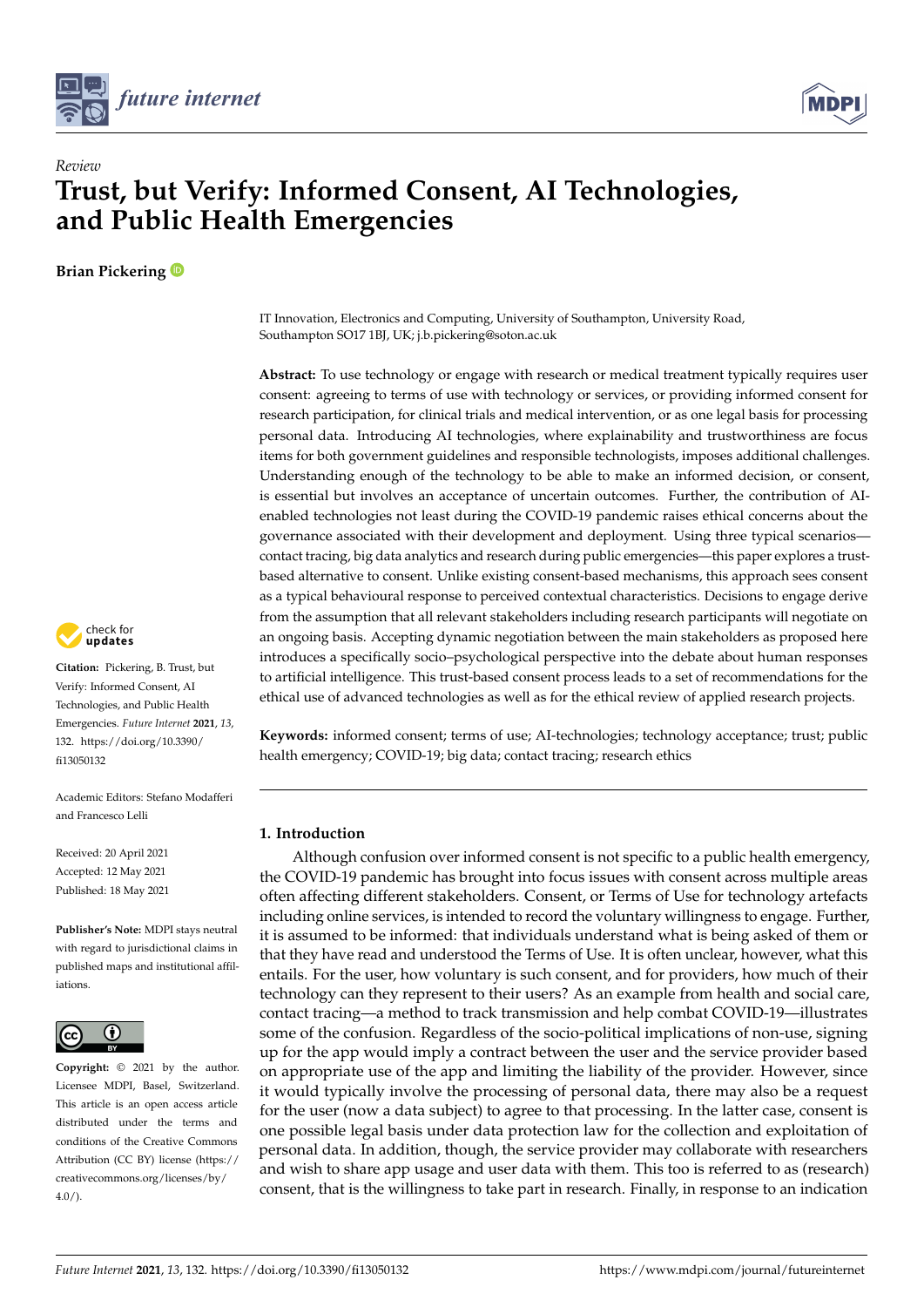*Review*

# Trust, but Verify: Informed Consent, AI Technologies, and Public Health Emergencies

**Brian Pickering**

IT Innovation, Electronics and Computing, University of Southampton, University Road, Southampton SO17 1BJ, UK; j.b.pickering@soton.ac.uk

**Abstract:** To use technology or engage with research or medical treatment typically requires user consent: agreeing to terms of use with technology or services, or providing informed consent for research participation, for clinical trials and medical intervention, or as one legal basis for processing personal data. Introducing AI technologies, where explainability and trustworthiness are focus items for both government guidelines and responsible technologists, imposes additional challenges. Understanding enough of the technology to be able to make an informed decision, or consent, is essential but involves an acceptance of uncertain outcomes. Further, the contribution of AI-enabled technologies not least during the COVID-19 pandemic raises ethical concerns about the governance associated with their development and deployment. Using three typical scenarios—contact tracing, big data analytics and research during public emergencies—this paper explores a trust-based alternative to consent. Unlike existing consent-based mechanisms, this approach sees consent as a typical behavioural response to perceived contextual characteristics. Decisions to engage derive from the assumption that all relevant stakeholders including research participants will negotiate on an ongoing basis. Accepting dynamic negotiation between the main stakeholders as proposed here introduces a specifically socio–psychological perspective into the debate about human responses to artificial intelligence. This trust-based consent process leads to a set of recommendations for the ethical use of advanced technologies as well as for the ethical review of applied research projects.

**Keywords:** informed consent; terms of use; AI-technologies; technology acceptance; trust; public health emergency; COVID-19; big data; contact tracing; research ethics

**Citation:** Pickering, B. Trust, but Verify: Informed Consent, AI Technologies, and Public Health Emergencies. *Future Internet* **2021**, *13*, 132. https://doi.org/10.3390/fi13050132

Academic Editors: Stefano Modafferi and Francesco Lelli

Received: 20 April 2021
Accepted: 12 May 2021
Published: 18 May 2021

**Publisher's Note:** MDPI stays neutral with regard to jurisdictional claims in published maps and institutional affiliations.

**Copyright:** © 2021 by the author. Licensee MDPI, Basel, Switzerland. This article is an open access article distributed under the terms and conditions of the Creative Commons Attribution (CC BY) license (https://creativecommons.org/licenses/by/4.0/).

## 1. Introduction

Although confusion over informed consent is not specific to a public health emergency, the COVID-19 pandemic has brought into focus issues with consent across multiple areas often affecting different stakeholders. Consent, or Terms of Use for technology artefacts including online services, is intended to record the voluntary willingness to engage. Further, it is assumed to be informed: that individuals understand what is being asked of them or that they have read and understood the Terms of Use. It is often unclear, however, what this entails. For the user, how voluntary is such consent, and for providers, how much of their technology can they represent to their users? As an example from health and social care, contact tracing—a method to track transmission and help combat COVID-19—illustrates some of the confusion. Regardless of the socio-political implications of non-use, signing up for the app would imply a contract between the user and the service provider based on appropriate use of the app and limiting the liability of the provider. However, since it would typically involve the processing of personal data, there may also be a request for the user (now a data subject) to agree to that processing. In the latter case, consent is one possible legal basis under data protection law for the collection and exploitation of personal data. In addition, though, the service provider may collaborate with researchers and wish to share app usage and user data with them. This too is referred to as (research) consent, that is the willingness to take part in research. Finally, in response to an indication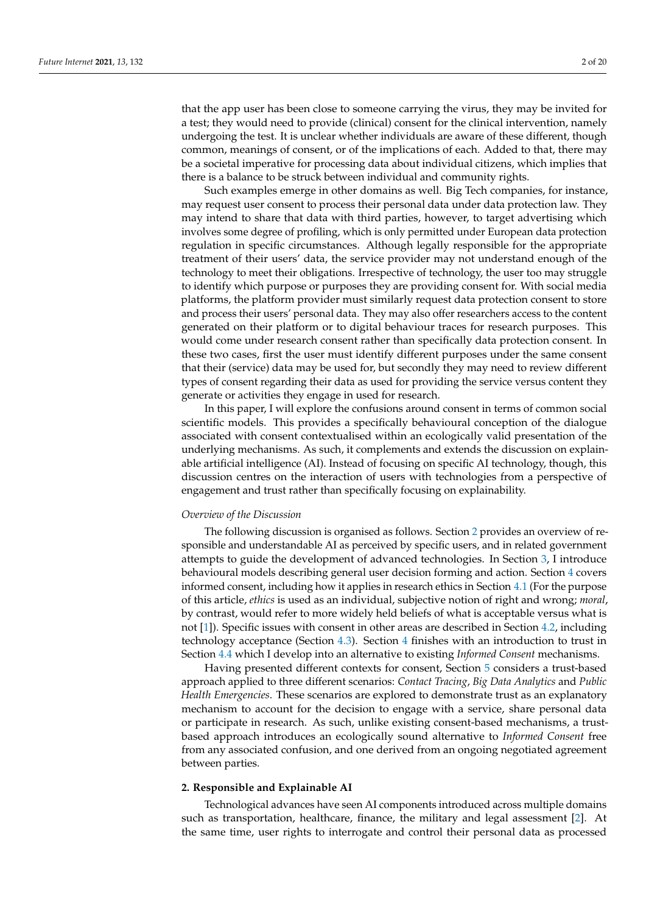that the app user has been close to someone carrying the virus, they may be invited for a test; they would need to provide (clinical) consent for the clinical intervention, namely undergoing the test. It is unclear whether individuals are aware of these different, though common, meanings of consent, or of the implications of each. Added to that, there may be a societal imperative for processing data about individual citizens, which implies that there is a balance to be struck between individual and community rights.

Such examples emerge in other domains as well. Big Tech companies, for instance, may request user consent to process their personal data under data protection law. They may intend to share that data with third parties, however, to target advertising which involves some degree of profiling, which is only permitted under European data protection regulation in specific circumstances. Although legally responsible for the appropriate treatment of their users' data, the service provider may not understand enough of the technology to meet their obligations. Irrespective of technology, the user too may struggle to identify which purpose or purposes they are providing consent for. With social media platforms, the platform provider must similarly request data protection consent to store and process their users' personal data. They may also offer researchers access to the content generated on their platform or to digital behaviour traces for research purposes. This would come under research consent rather than specifically data protection consent. In these two cases, first the user must identify different purposes under the same consent that their (service) data may be used for, but secondly they may need to review different types of consent regarding their data as used for providing the service versus content they generate or activities they engage in used for research.

In this paper, I will explore the confusions around consent in terms of common social scientific models. This provides a specifically behavioural conception of the dialogue associated with consent contextualised within an ecologically valid presentation of the underlying mechanisms. As such, it complements and extends the discussion on explainable artificial intelligence (AI). Instead of focusing on specific AI technology, though, this discussion centres on the interaction of users with technologies from a perspective of engagement and trust rather than specifically focusing on explainability.

*Overview of the Discussion*

The following discussion is organised as follows. Section 2 provides an overview of responsible and understandable AI as perceived by specific users, and in related government attempts to guide the development of advanced technologies. In Section 3, I introduce behavioural models describing general user decision forming and action. Section 4 covers informed consent, including how it applies in research ethics in Section 4.1 (For the purpose of this article, *ethics* is used as an individual, subjective notion of right and wrong; *moral*, by contrast, would refer to more widely held beliefs of what is acceptable versus what is not [1]). Specific issues with consent in other areas are described in Section 4.2, including technology acceptance (Section 4.3). Section 4 finishes with an introduction to trust in Section 4.4 which I develop into an alternative to existing *Informed Consent* mechanisms.

Having presented different contexts for consent, Section 5 considers a trust-based approach applied to three different scenarios: *Contact Tracing*, *Big Data Analytics* and *Public Health Emergencies*. These scenarios are explored to demonstrate trust as an explanatory mechanism to account for the decision to engage with a service, share personal data or participate in research. As such, unlike existing consent-based mechanisms, a trust-based approach introduces an ecologically sound alternative to *Informed Consent* free from any associated confusion, and one derived from an ongoing negotiated agreement between parties.

## 2. Responsible and Explainable AI

Technological advances have seen AI components introduced across multiple domains such as transportation, healthcare, finance, the military and legal assessment [2]. At the same time, user rights to interrogate and control their personal data as processed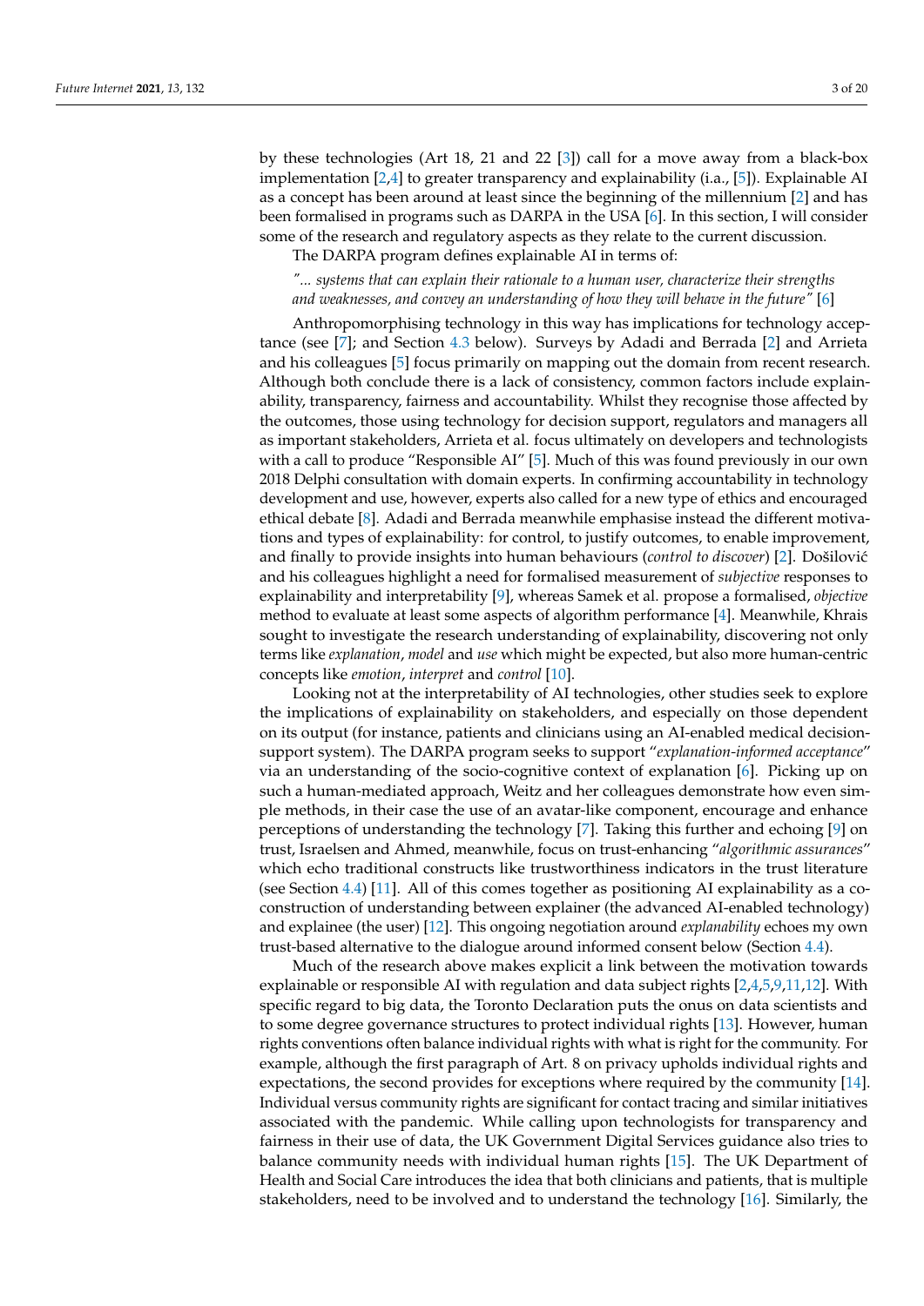by these technologies (Art 18, 21 and 22 [3]) call for a move away from a black-box implementation [2,4] to greater transparency and explainability (i.e., [5]). Explainable AI as a concept has been around at least since the beginning of the millennium [2] and has been formalised in programs such as DARPA in the USA [6]. In this section, I will consider some of the research and regulatory aspects as they relate to the current discussion.

The DARPA program defines explainable AI in terms of:

*"... systems that can explain their rationale to a human user, characterize their strengths and weaknesses, and convey an understanding of how they will behave in the future"* [6]

Anthropomorphising technology in this way has implications for technology acceptance (see [7]; and Section 4.3 below). Surveys by Adadi and Berrada [2] and Arrieta and his colleagues [5] focus primarily on mapping out the domain from recent research. Although both conclude there is a lack of consistency, common factors include explainability, transparency, fairness and accountability. Whilst they recognise those affected by the outcomes, those using technology for decision support, regulators and managers all as important stakeholders, Arrieta et al. focus ultimately on developers and technologists with a call to produce "Responsible AI" [5]. Much of this was found previously in our own 2018 Delphi consultation with domain experts. In confirming accountability in technology development and use, however, experts also called for a new type of ethics and encouraged ethical debate [8]. Adadi and Berrada meanwhile emphasise instead the different motivations and types of explainability: for control, to justify outcomes, to enable improvement, and finally to provide insights into human behaviours (*control to discover*) [2]. Došilović and his colleagues highlight a need for formalised measurement of *subjective* responses to explainability and interpretability [9], whereas Samek et al. propose a formalised, *objective* method to evaluate at least some aspects of algorithm performance [4]. Meanwhile, Khrais sought to investigate the research understanding of explainability, discovering not only terms like *explanation*, *model* and *use* which might be expected, but also more human-centric concepts like *emotion*, *interpret* and *control* [10].

Looking not at the interpretability of AI technologies, other studies seek to explore the implications of explainability on stakeholders, and especially on those dependent on its output (for instance, patients and clinicians using an AI-enabled medical decision-support system). The DARPA program seeks to support "*explanation-informed acceptance*" via an understanding of the socio-cognitive context of explanation [6]. Picking up on such a human-mediated approach, Weitz and her colleagues demonstrate how even simple methods, in their case the use of an avatar-like component, encourage and enhance perceptions of understanding the technology [7]. Taking this further and echoing [9] on trust, Israelsen and Ahmed, meanwhile, focus on trust-enhancing "*algorithmic assurances*" which echo traditional constructs like trustworthiness indicators in the trust literature (see Section 4.4) [11]. All of this comes together as positioning AI explainability as a co-construction of understanding between explainer (the advanced AI-enabled technology) and explainee (the user) [12]. This ongoing negotiation around *explanability* echoes my own trust-based alternative to the dialogue around informed consent below (Section 4.4).

Much of the research above makes explicit a link between the motivation towards explainable or responsible AI with regulation and data subject rights [2,4,5,9,11,12]. With specific regard to big data, the Toronto Declaration puts the onus on data scientists and to some degree governance structures to protect individual rights [13]. However, human rights conventions often balance individual rights with what is right for the community. For example, although the first paragraph of Art. 8 on privacy upholds individual rights and expectations, the second provides for exceptions where required by the community [14]. Individual versus community rights are significant for contact tracing and similar initiatives associated with the pandemic. While calling upon technologists for transparency and fairness in their use of data, the UK Government Digital Services guidance also tries to balance community needs with individual human rights [15]. The UK Department of Health and Social Care introduces the idea that both clinicians and patients, that is multiple stakeholders, need to be involved and to understand the technology [16]. Similarly, the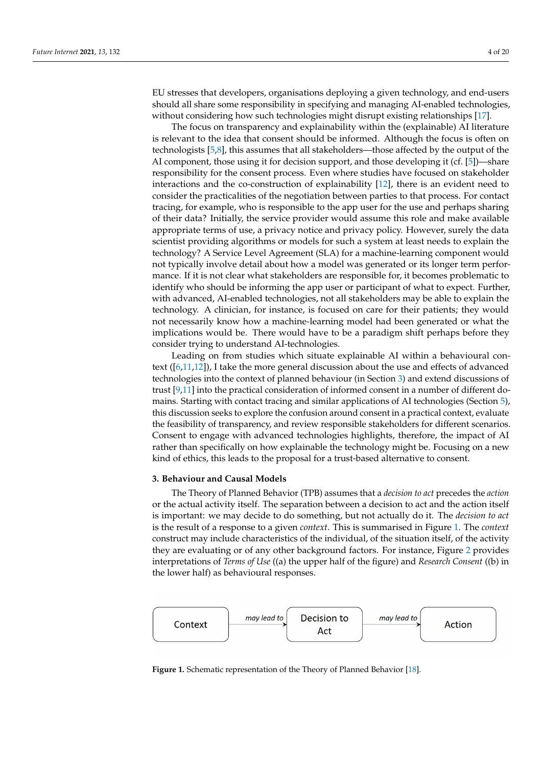EU stresses that developers, organisations deploying a given technology, and end-users should all share some responsibility in specifying and managing AI-enabled technologies, without considering how such technologies might disrupt existing relationships [17].

The focus on transparency and explainability within the (explainable) AI literature is relevant to the idea that consent should be informed. Although the focus is often on technologists [5,8], this assumes that all stakeholders—those affected by the output of the AI component, those using it for decision support, and those developing it (cf. [5])—share responsibility for the consent process. Even where studies have focused on stakeholder interactions and the co-construction of explainability [12], there is an evident need to consider the practicalities of the negotiation between parties to that process. For contact tracing, for example, who is responsible to the app user for the use and perhaps sharing of their data? Initially, the service provider would assume this role and make available appropriate terms of use, a privacy notice and privacy policy. However, surely the data scientist providing algorithms or models for such a system at least needs to explain the technology? A Service Level Agreement (SLA) for a machine-learning component would not typically involve detail about how a model was generated or its longer term performance. If it is not clear what stakeholders are responsible for, it becomes problematic to identify who should be informing the app user or participant of what to expect. Further, with advanced, AI-enabled technologies, not all stakeholders may be able to explain the technology. A clinician, for instance, is focused on care for their patients; they would not necessarily know how a machine-learning model had been generated or what the implications would be. There would have to be a paradigm shift perhaps before they consider trying to understand AI-technologies.

Leading on from studies which situate explainable AI within a behavioural context ([6,11,12]), I take the more general discussion about the use and effects of advanced technologies into the context of planned behaviour (in Section 3) and extend discussions of trust [9,11] into the practical consideration of informed consent in a number of different domains. Starting with contact tracing and similar applications of AI technologies (Section 5), this discussion seeks to explore the confusion around consent in a practical context, evaluate the feasibility of transparency, and review responsible stakeholders for different scenarios. Consent to engage with advanced technologies highlights, therefore, the impact of AI rather than specifically on how explainable the technology might be. Focusing on a new kind of ethics, this leads to the proposal for a trust-based alternative to consent.

## 3. Behaviour and Causal Models

The Theory of Planned Behavior (TPB) assumes that a *decision to act* precedes the *action* or the actual activity itself. The separation between a decision to act and the action itself is important: we may decide to do something, but not actually do it. The *decision to act* is the result of a response to a given *context*. This is summarised in Figure 1. The *context* construct may include characteristics of the individual, of the situation itself, of the activity they are evaluating or of any other background factors. For instance, Figure 2 provides interpretations of *Terms of Use* ((a) the upper half of the figure) and *Research Consent* ((b) in the lower half) as behavioural responses.

Context —*may lead to*→ Decision to Act —*may lead to*→ Action

**Figure 1.** Schematic representation of the Theory of Planned Behavior [18].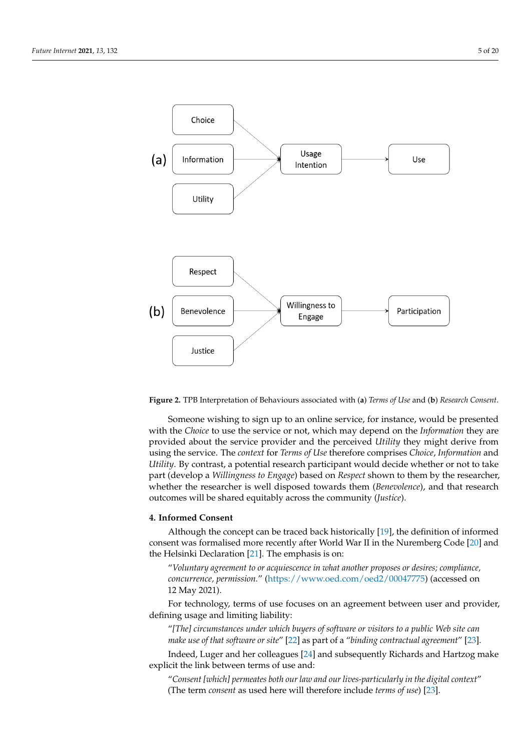Figure 2. TPB Interpretation of Behaviours associated with (**a**) *Terms of Use* and (**b**) *Research Consent*.

Someone wishing to sign up to an online service, for instance, would be presented with the *Choice* to use the service or not, which may depend on the *Information* they are provided about the service provider and the perceived *Utility* they might derive from using the service. The *context* for *Terms of Use* therefore comprises *Choice*, *Information* and *Utility*. By contrast, a potential research participant would decide whether or not to take part (develop a *Willingness to Engage*) based on *Respect* shown to them by the researcher, whether the researcher is well disposed towards them (*Benevolence*), and that research outcomes will be shared equitably across the community (*Justice*).

## 4. Informed Consent

Although the concept can be traced back historically [19], the definition of informed consent was formalised more recently after World War II in the Nuremberg Code [20] and the Helsinki Declaration [21]. The emphasis is on:

> "*Voluntary agreement to or acquiescence in what another proposes or desires; compliance, concurrence, permission.*" (https://www.oed.com/oed2/00047775) (accessed on 12 May 2021).

For technology, terms of use focuses on an agreement between user and provider, defining usage and limiting liability:

> "*[The] circumstances under which buyers of software or visitors to a public Web site can make use of that software or site*" [22] as part of a "*binding contractual agreement*" [23].

Indeed, Luger and her colleagues [24] and subsequently Richards and Hartzog make explicit the link between terms of use and:

> "*Consent [which] permeates both our law and our lives-particularly in the digital context*" (The term *consent* as used here will therefore include *terms of use*) [23].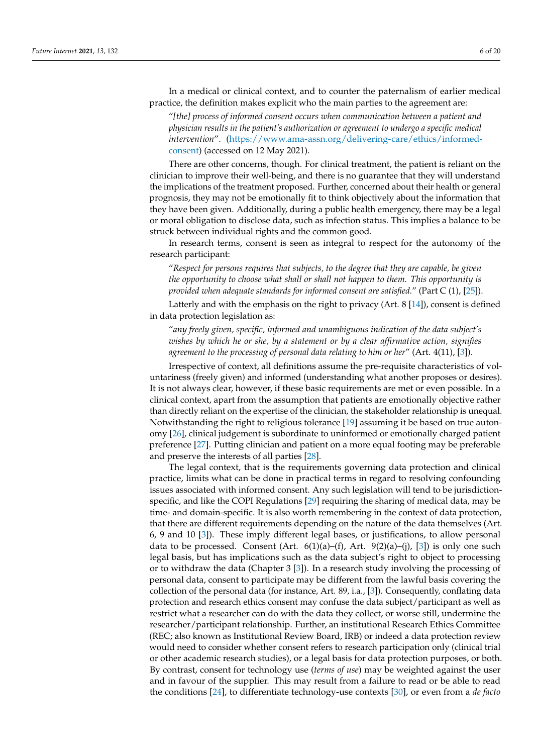In a medical or clinical context, and to counter the paternalism of earlier medical practice, the definition makes explicit who the main parties to the agreement are:

> "*[the] process of informed consent occurs when communication between a patient and physician results in the patient's authorization or agreement to undergo a specific medical intervention*". (https://www.ama-assn.org/delivering-care/ethics/informed-consent) (accessed on 12 May 2021).

There are other concerns, though. For clinical treatment, the patient is reliant on the clinician to improve their well-being, and there is no guarantee that they will understand the implications of the treatment proposed. Further, concerned about their health or general prognosis, they may not be emotionally fit to think objectively about the information that they have been given. Additionally, during a public health emergency, there may be a legal or moral obligation to disclose data, such as infection status. This implies a balance to be struck between individual rights and the common good.

In research terms, consent is seen as integral to respect for the autonomy of the research participant:

> "*Respect for persons requires that subjects, to the degree that they are capable, be given the opportunity to choose what shall or shall not happen to them. This opportunity is provided when adequate standards for informed consent are satisfied.*" (Part C (1), [25]).

Latterly and with the emphasis on the right to privacy (Art. 8 [14]), consent is defined in data protection legislation as:

> "*any freely given, specific, informed and unambiguous indication of the data subject's wishes by which he or she, by a statement or by a clear affirmative action, signifies agreement to the processing of personal data relating to him or her*" (Art. 4(11), [3]).

Irrespective of context, all definitions assume the pre-requisite characteristics of voluntariness (freely given) and informed (understanding what another proposes or desires). It is not always clear, however, if these basic requirements are met or even possible. In a clinical context, apart from the assumption that patients are emotionally objective rather than directly reliant on the expertise of the clinician, the stakeholder relationship is unequal. Notwithstanding the right to religious tolerance [19] assuming it be based on true autonomy [26], clinical judgement is subordinate to uninformed or emotionally charged patient preference [27]. Putting clinician and patient on a more equal footing may be preferable and preserve the interests of all parties [28].

The legal context, that is the requirements governing data protection and clinical practice, limits what can be done in practical terms in regard to resolving confounding issues associated with informed consent. Any such legislation will tend to be jurisdiction-specific, and like the COPI Regulations [29] requiring the sharing of medical data, may be time- and domain-specific. It is also worth remembering in the context of data protection, that there are different requirements depending on the nature of the data themselves (Art. 6, 9 and 10 [3]). These imply different legal bases, or justifications, to allow personal data to be processed. Consent (Art. 6(1)(a)–(f), Art. 9(2)(a)–(j), [3]) is only one such legal basis, but has implications such as the data subject's right to object to processing or to withdraw the data (Chapter 3 [3]). In a research study involving the processing of personal data, consent to participate may be different from the lawful basis covering the collection of the personal data (for instance, Art. 89, i.a., [3]). Consequently, conflating data protection and research ethics consent may confuse the data subject/participant as well as restrict what a researcher can do with the data they collect, or worse still, undermine the researcher/participant relationship. Further, an institutional Research Ethics Committee (REC; also known as Institutional Review Board, IRB) or indeed a data protection review would need to consider whether consent refers to research participation only (clinical trial or other academic research studies), or a legal basis for data protection purposes, or both. By contrast, consent for technology use (*terms of use*) may be weighted against the user and in favour of the supplier. This may result from a failure to read or be able to read the conditions [24], to differentiate technology-use contexts [30], or even from a *de facto*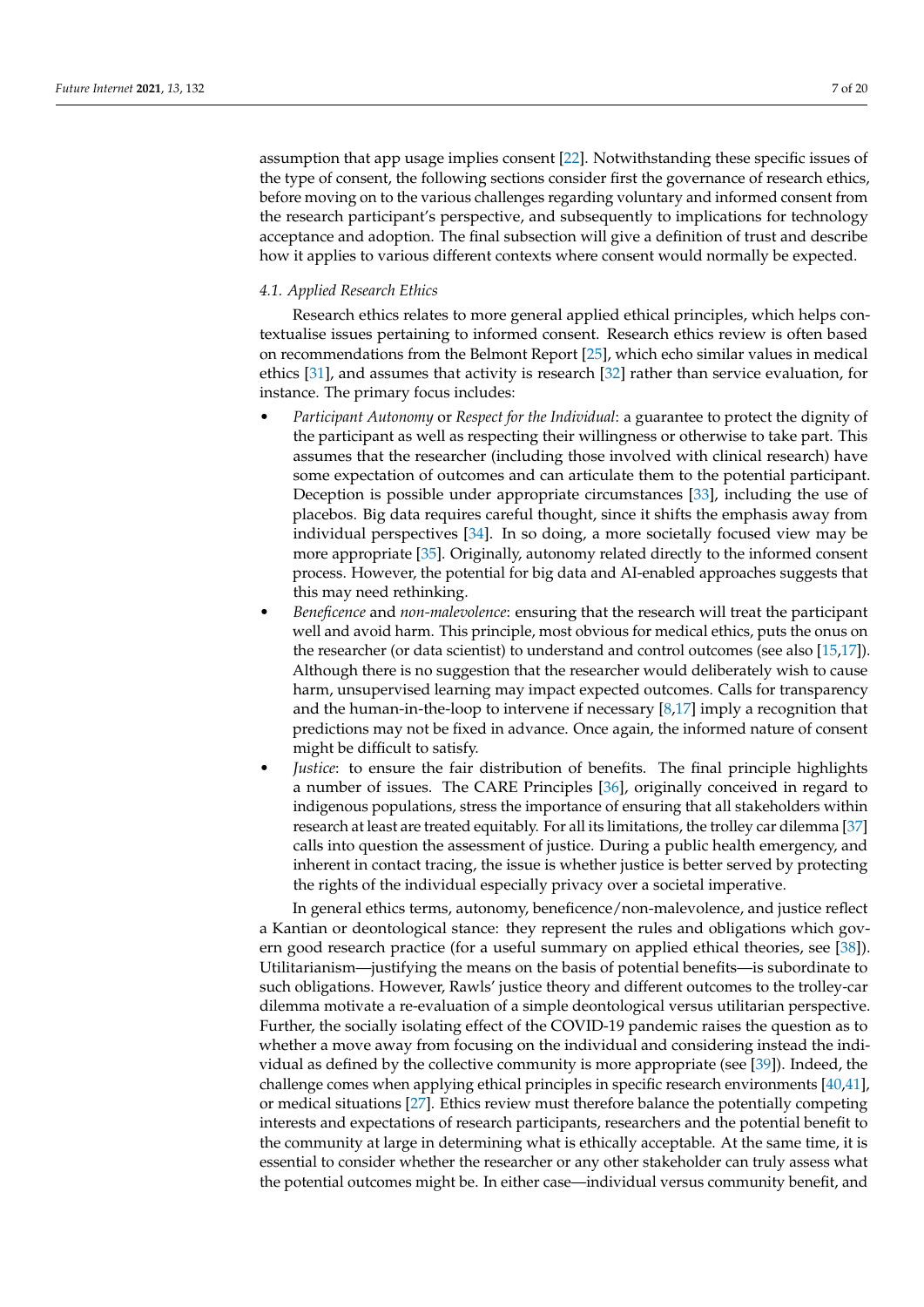assumption that app usage implies consent [22]. Notwithstanding these specific issues of the type of consent, the following sections consider first the governance of research ethics, before moving on to the various challenges regarding voluntary and informed consent from the research participant's perspective, and subsequently to implications for technology acceptance and adoption. The final subsection will give a definition of trust and describe how it applies to various different contexts where consent would normally be expected.

### 4.1. Applied Research Ethics

Research ethics relates to more general applied ethical principles, which helps contextualise issues pertaining to informed consent. Research ethics review is often based on recommendations from the Belmont Report [25], which echo similar values in medical ethics [31], and assumes that activity is research [32] rather than service evaluation, for instance. The primary focus includes:

- *Participant Autonomy* or *Respect for the Individual*: a guarantee to protect the dignity of the participant as well as respecting their willingness or otherwise to take part. This assumes that the researcher (including those involved with clinical research) have some expectation of outcomes and can articulate them to the potential participant. Deception is possible under appropriate circumstances [33], including the use of placebos. Big data requires careful thought, since it shifts the emphasis away from individual perspectives [34]. In so doing, a more societally focused view may be more appropriate [35]. Originally, autonomy related directly to the informed consent process. However, the potential for big data and AI-enabled approaches suggests that this may need rethinking.
- *Beneficence* and *non-malevolence*: ensuring that the research will treat the participant well and avoid harm. This principle, most obvious for medical ethics, puts the onus on the researcher (or data scientist) to understand and control outcomes (see also [15,17]). Although there is no suggestion that the researcher would deliberately wish to cause harm, unsupervised learning may impact expected outcomes. Calls for transparency and the human-in-the-loop to intervene if necessary [8,17] imply a recognition that predictions may not be fixed in advance. Once again, the informed nature of consent might be difficult to satisfy.
- *Justice*: to ensure the fair distribution of benefits. The final principle highlights a number of issues. The CARE Principles [36], originally conceived in regard to indigenous populations, stress the importance of ensuring that all stakeholders within research at least are treated equitably. For all its limitations, the trolley car dilemma [37] calls into question the assessment of justice. During a public health emergency, and inherent in contact tracing, the issue is whether justice is better served by protecting the rights of the individual especially privacy over a societal imperative.

In general ethics terms, autonomy, beneficence/non-malevolence, and justice reflect a Kantian or deontological stance: they represent the rules and obligations which govern good research practice (for a useful summary on applied ethical theories, see [38]). Utilitarianism—justifying the means on the basis of potential benefits—is subordinate to such obligations. However, Rawls' justice theory and different outcomes to the trolley-car dilemma motivate a re-evaluation of a simple deontological versus utilitarian perspective. Further, the socially isolating effect of the COVID-19 pandemic raises the question as to whether a move away from focusing on the individual and considering instead the individual as defined by the collective community is more appropriate (see [39]). Indeed, the challenge comes when applying ethical principles in specific research environments [40,41], or medical situations [27]. Ethics review must therefore balance the potentially competing interests and expectations of research participants, researchers and the potential benefit to the community at large in determining what is ethically acceptable. At the same time, it is essential to consider whether the researcher or any other stakeholder can truly assess what the potential outcomes might be. In either case—individual versus community benefit, and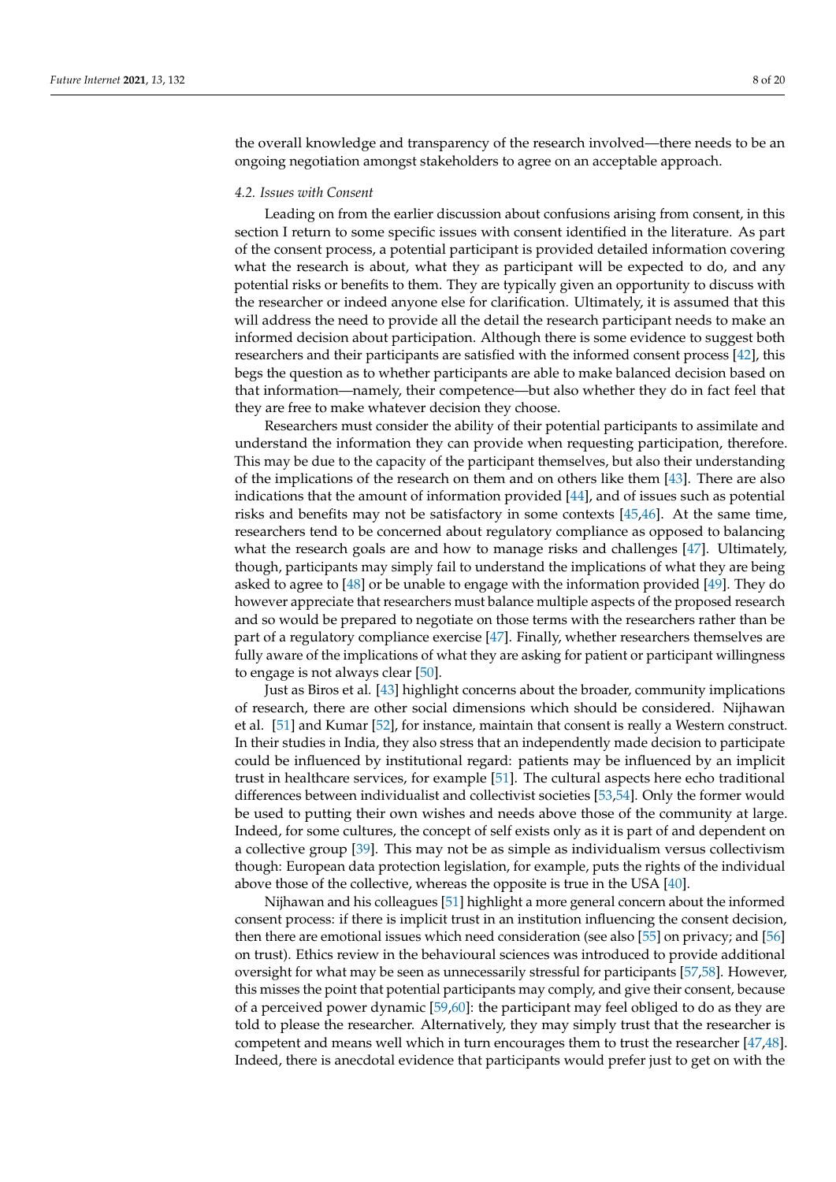the overall knowledge and transparency of the research involved—there needs to be an ongoing negotiation amongst stakeholders to agree on an acceptable approach.

### *4.2. Issues with Consent*

Leading on from the earlier discussion about confusions arising from consent, in this section I return to some specific issues with consent identified in the literature. As part of the consent process, a potential participant is provided detailed information covering what the research is about, what they as participant will be expected to do, and any potential risks or benefits to them. They are typically given an opportunity to discuss with the researcher or indeed anyone else for clarification. Ultimately, it is assumed that this will address the need to provide all the detail the research participant needs to make an informed decision about participation. Although there is some evidence to suggest both researchers and their participants are satisfied with the informed consent process [42], this begs the question as to whether participants are able to make balanced decision based on that information—namely, their competence—but also whether they do in fact feel that they are free to make whatever decision they choose.

Researchers must consider the ability of their potential participants to assimilate and understand the information they can provide when requesting participation, therefore. This may be due to the capacity of the participant themselves, but also their understanding of the implications of the research on them and on others like them [43]. There are also indications that the amount of information provided [44], and of issues such as potential risks and benefits may not be satisfactory in some contexts [45,46]. At the same time, researchers tend to be concerned about regulatory compliance as opposed to balancing what the research goals are and how to manage risks and challenges [47]. Ultimately, though, participants may simply fail to understand the implications of what they are being asked to agree to [48] or be unable to engage with the information provided [49]. They do however appreciate that researchers must balance multiple aspects of the proposed research and so would be prepared to negotiate on those terms with the researchers rather than be part of a regulatory compliance exercise [47]. Finally, whether researchers themselves are fully aware of the implications of what they are asking for patient or participant willingness to engage is not always clear [50].

Just as Biros et al. [43] highlight concerns about the broader, community implications of research, there are other social dimensions which should be considered. Nijhawan et al. [51] and Kumar [52], for instance, maintain that consent is really a Western construct. In their studies in India, they also stress that an independently made decision to participate could be influenced by institutional regard: patients may be influenced by an implicit trust in healthcare services, for example [51]. The cultural aspects here echo traditional differences between individualist and collectivist societies [53,54]. Only the former would be used to putting their own wishes and needs above those of the community at large. Indeed, for some cultures, the concept of self exists only as it is part of and dependent on a collective group [39]. This may not be as simple as individualism versus collectivism though: European data protection legislation, for example, puts the rights of the individual above those of the collective, whereas the opposite is true in the USA [40].

Nijhawan and his colleagues [51] highlight a more general concern about the informed consent process: if there is implicit trust in an institution influencing the consent decision, then there are emotional issues which need consideration (see also [55] on privacy; and [56] on trust). Ethics review in the behavioural sciences was introduced to provide additional oversight for what may be seen as unnecessarily stressful for participants [57,58]. However, this misses the point that potential participants may comply, and give their consent, because of a perceived power dynamic [59,60]: the participant may feel obliged to do as they are told to please the researcher. Alternatively, they may simply trust that the researcher is competent and means well which in turn encourages them to trust the researcher [47,48]. Indeed, there is anecdotal evidence that participants would prefer just to get on with the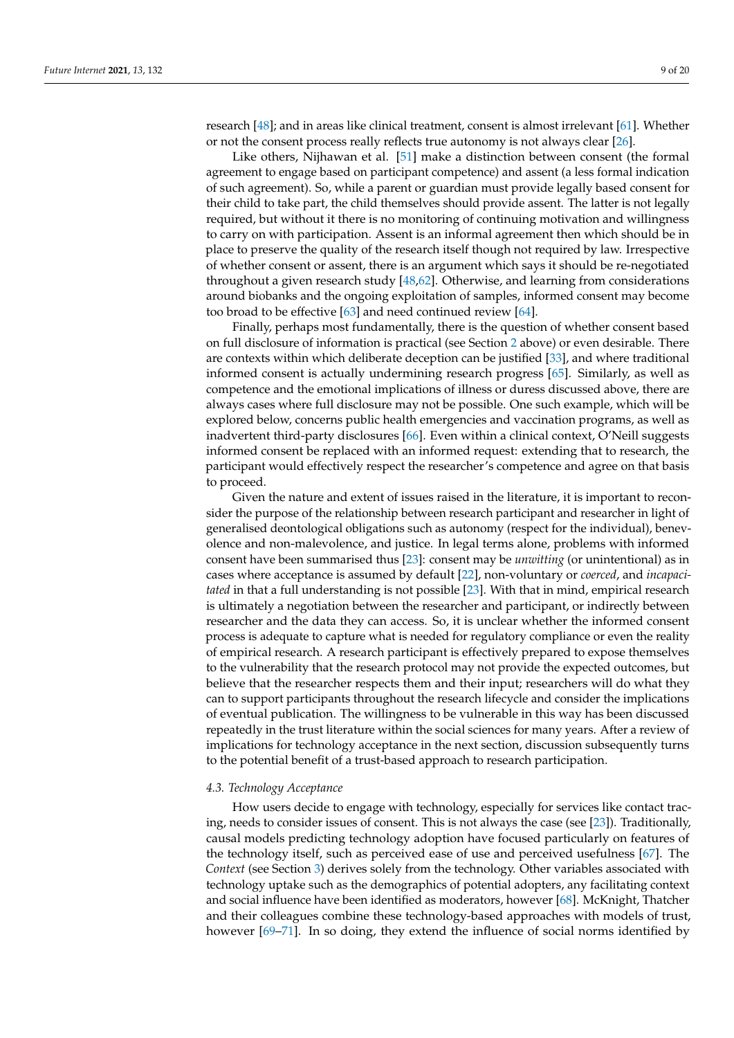research [48]; and in areas like clinical treatment, consent is almost irrelevant [61]. Whether or not the consent process really reflects true autonomy is not always clear [26].

Like others, Nijhawan et al. [51] make a distinction between consent (the formal agreement to engage based on participant competence) and assent (a less formal indication of such agreement). So, while a parent or guardian must provide legally based consent for their child to take part, the child themselves should provide assent. The latter is not legally required, but without it there is no monitoring of continuing motivation and willingness to carry on with participation. Assent is an informal agreement then which should be in place to preserve the quality of the research itself though not required by law. Irrespective of whether consent or assent, there is an argument which says it should be re-negotiated throughout a given research study [48,62]. Otherwise, and learning from considerations around biobanks and the ongoing exploitation of samples, informed consent may become too broad to be effective [63] and need continued review [64].

Finally, perhaps most fundamentally, there is the question of whether consent based on full disclosure of information is practical (see Section 2 above) or even desirable. There are contexts within which deliberate deception can be justified [33], and where traditional informed consent is actually undermining research progress [65]. Similarly, as well as competence and the emotional implications of illness or duress discussed above, there are always cases where full disclosure may not be possible. One such example, which will be explored below, concerns public health emergencies and vaccination programs, as well as inadvertent third-party disclosures [66]. Even within a clinical context, O'Neill suggests informed consent be replaced with an informed request: extending that to research, the participant would effectively respect the researcher's competence and agree on that basis to proceed.

Given the nature and extent of issues raised in the literature, it is important to reconsider the purpose of the relationship between research participant and researcher in light of generalised deontological obligations such as autonomy (respect for the individual), benevolence and non-malevolence, and justice. In legal terms alone, problems with informed consent have been summarised thus [23]: consent may be *unwitting* (or unintentional) as in cases where acceptance is assumed by default [22], non-voluntary or *coerced*, and *incapacitated* in that a full understanding is not possible [23]. With that in mind, empirical research is ultimately a negotiation between the researcher and participant, or indirectly between researcher and the data they can access. So, it is unclear whether the informed consent process is adequate to capture what is needed for regulatory compliance or even the reality of empirical research. A research participant is effectively prepared to expose themselves to the vulnerability that the research protocol may not provide the expected outcomes, but believe that the researcher respects them and their input; researchers will do what they can to support participants throughout the research lifecycle and consider the implications of eventual publication. The willingness to be vulnerable in this way has been discussed repeatedly in the trust literature within the social sciences for many years. After a review of implications for technology acceptance in the next section, discussion subsequently turns to the potential benefit of a trust-based approach to research participation.

### 4.3. Technology Acceptance

How users decide to engage with technology, especially for services like contact tracing, needs to consider issues of consent. This is not always the case (see [23]). Traditionally, causal models predicting technology adoption have focused particularly on features of the technology itself, such as perceived ease of use and perceived usefulness [67]. The *Context* (see Section 3) derives solely from the technology. Other variables associated with technology uptake such as the demographics of potential adopters, any facilitating context and social influence have been identified as moderators, however [68]. McKnight, Thatcher and their colleagues combine these technology-based approaches with models of trust, however [69–71]. In so doing, they extend the influence of social norms identified by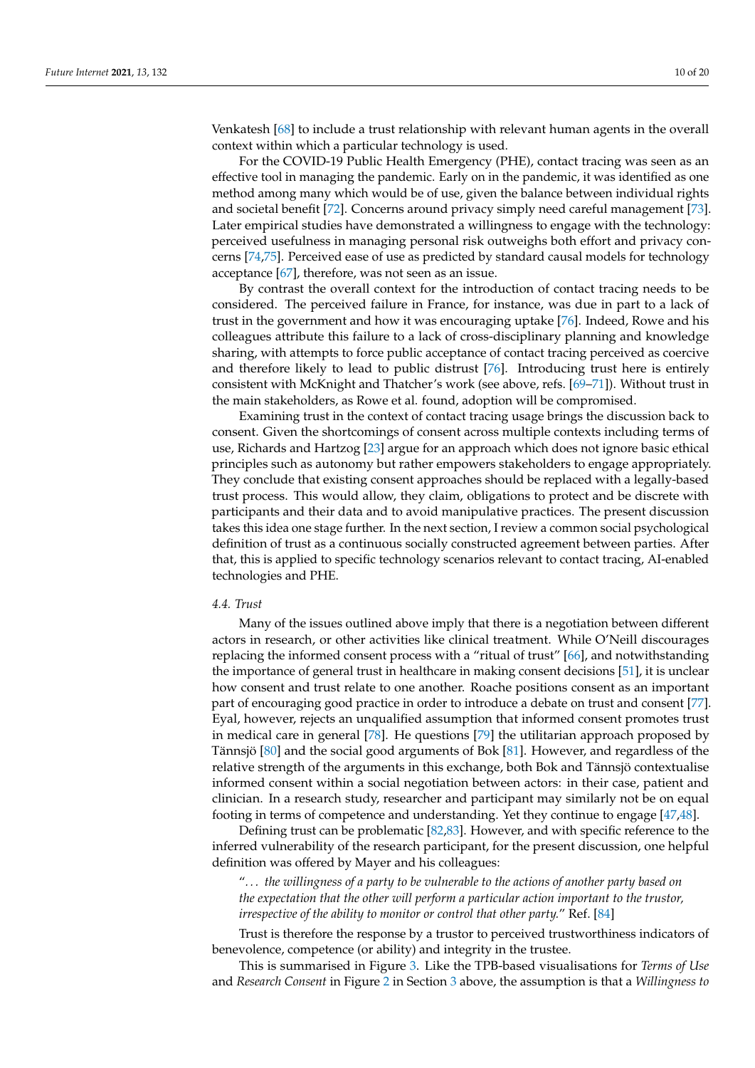Venkatesh [68] to include a trust relationship with relevant human agents in the overall context within which a particular technology is used.

For the COVID-19 Public Health Emergency (PHE), contact tracing was seen as an effective tool in managing the pandemic. Early on in the pandemic, it was identified as one method among many which would be of use, given the balance between individual rights and societal benefit [72]. Concerns around privacy simply need careful management [73]. Later empirical studies have demonstrated a willingness to engage with the technology: perceived usefulness in managing personal risk outweighs both effort and privacy concerns [74,75]. Perceived ease of use as predicted by standard causal models for technology acceptance [67], therefore, was not seen as an issue.

By contrast the overall context for the introduction of contact tracing needs to be considered. The perceived failure in France, for instance, was due in part to a lack of trust in the government and how it was encouraging uptake [76]. Indeed, Rowe and his colleagues attribute this failure to a lack of cross-disciplinary planning and knowledge sharing, with attempts to force public acceptance of contact tracing perceived as coercive and therefore likely to lead to public distrust [76]. Introducing trust here is entirely consistent with McKnight and Thatcher's work (see above, refs. [69–71]). Without trust in the main stakeholders, as Rowe et al. found, adoption will be compromised.

Examining trust in the context of contact tracing usage brings the discussion back to consent. Given the shortcomings of consent across multiple contexts including terms of use, Richards and Hartzog [23] argue for an approach which does not ignore basic ethical principles such as autonomy but rather empowers stakeholders to engage appropriately. They conclude that existing consent approaches should be replaced with a legally-based trust process. This would allow, they claim, obligations to protect and be discrete with participants and their data and to avoid manipulative practices. The present discussion takes this idea one stage further. In the next section, I review a common social psychological definition of trust as a continuous socially constructed agreement between parties. After that, this is applied to specific technology scenarios relevant to contact tracing, AI-enabled technologies and PHE.

### 4.4. Trust

Many of the issues outlined above imply that there is a negotiation between different actors in research, or other activities like clinical treatment. While O'Neill discourages replacing the informed consent process with a "ritual of trust" [66], and notwithstanding the importance of general trust in healthcare in making consent decisions [51], it is unclear how consent and trust relate to one another. Roache positions consent as an important part of encouraging good practice in order to introduce a debate on trust and consent [77]. Eyal, however, rejects an unqualified assumption that informed consent promotes trust in medical care in general [78]. He questions [79] the utilitarian approach proposed by Tännsjö [80] and the social good arguments of Bok [81]. However, and regardless of the relative strength of the arguments in this exchange, both Bok and Tännsjö contextualise informed consent within a social negotiation between actors: in their case, patient and clinician. In a research study, researcher and participant may similarly not be on equal footing in terms of competence and understanding. Yet they continue to engage [47,48].

Defining trust can be problematic [82,83]. However, and with specific reference to the inferred vulnerability of the research participant, for the present discussion, one helpful definition was offered by Mayer and his colleagues:

> "*... the willingness of a party to be vulnerable to the actions of another party based on the expectation that the other will perform a particular action important to the trustor, irrespective of the ability to monitor or control that other party.*" Ref. [84]

Trust is therefore the response by a trustor to perceived trustworthiness indicators of benevolence, competence (or ability) and integrity in the trustee.

This is summarised in Figure 3. Like the TPB-based visualisations for *Terms of Use* and *Research Consent* in Figure 2 in Section 3 above, the assumption is that a *Willingness to*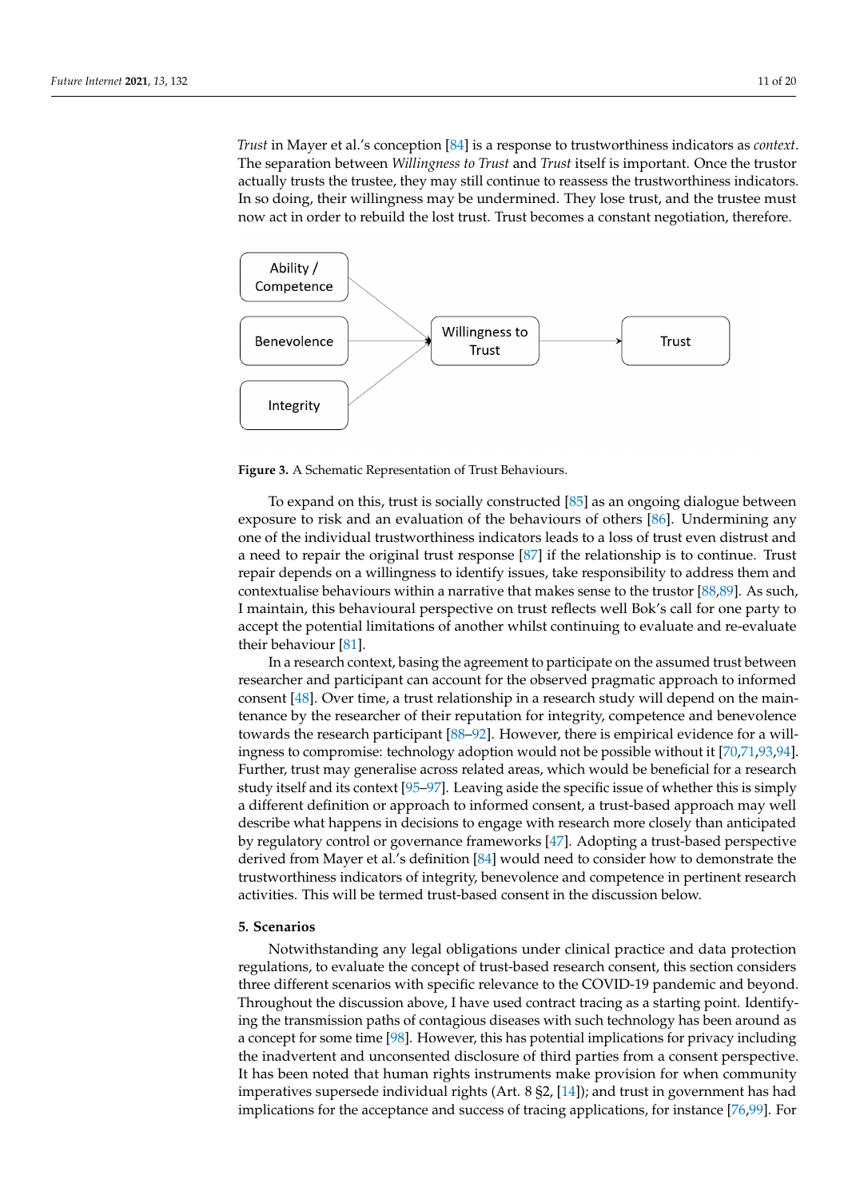*Trust* in Mayer et al.'s conception [84] is a response to trustworthiness indicators as *context*. The separation between *Willingness to Trust* and *Trust* itself is important. Once the trustor actually trusts the trustee, they may still continue to reassess the trustworthiness indicators. In so doing, their willingness may be undermined. They lose trust, and the trustee must now act in order to rebuild the lost trust. Trust becomes a constant negotiation, therefore.

**Figure 3.** A Schematic Representation of Trust Behaviours.

To expand on this, trust is socially constructed [85] as an ongoing dialogue between exposure to risk and an evaluation of the behaviours of others [86]. Undermining any one of the individual trustworthiness indicators leads to a loss of trust even distrust and a need to repair the original trust response [87] if the relationship is to continue. Trust repair depends on a willingness to identify issues, take responsibility to address them and contextualise behaviours within a narrative that makes sense to the trustor [88,89]. As such, I maintain, this behavioural perspective on trust reflects well Bok's call for one party to accept the potential limitations of another whilst continuing to evaluate and re-evaluate their behaviour [81].

In a research context, basing the agreement to participate on the assumed trust between researcher and participant can account for the observed pragmatic approach to informed consent [48]. Over time, a trust relationship in a research study will depend on the maintenance by the researcher of their reputation for integrity, competence and benevolence towards the research participant [88–92]. However, there is empirical evidence for a willingness to compromise: technology adoption would not be possible without it [70,71,93,94]. Further, trust may generalise across related areas, which would be beneficial for a research study itself and its context [95–97]. Leaving aside the specific issue of whether this is simply a different definition or approach to informed consent, a trust-based approach may well describe what happens in decisions to engage with research more closely than anticipated by regulatory control or governance frameworks [47]. Adopting a trust-based perspective derived from Mayer et al.'s definition [84] would need to consider how to demonstrate the trustworthiness indicators of integrity, benevolence and competence in pertinent research activities. This will be termed trust-based consent in the discussion below.

## 5. Scenarios

Notwithstanding any legal obligations under clinical practice and data protection regulations, to evaluate the concept of trust-based research consent, this section considers three different scenarios with specific relevance to the COVID-19 pandemic and beyond. Throughout the discussion above, I have used contract tracing as a starting point. Identifying the transmission paths of contagious diseases with such technology has been around as a concept for some time [98]. However, this has potential implications for privacy including the inadvertent and unconsented disclosure of third parties from a consent perspective. It has been noted that human rights instruments make provision for when community imperatives supersede individual rights (Art. 8 §2, [14]); and trust in government has had implications for the acceptance and success of tracing applications, for instance [76,99]. For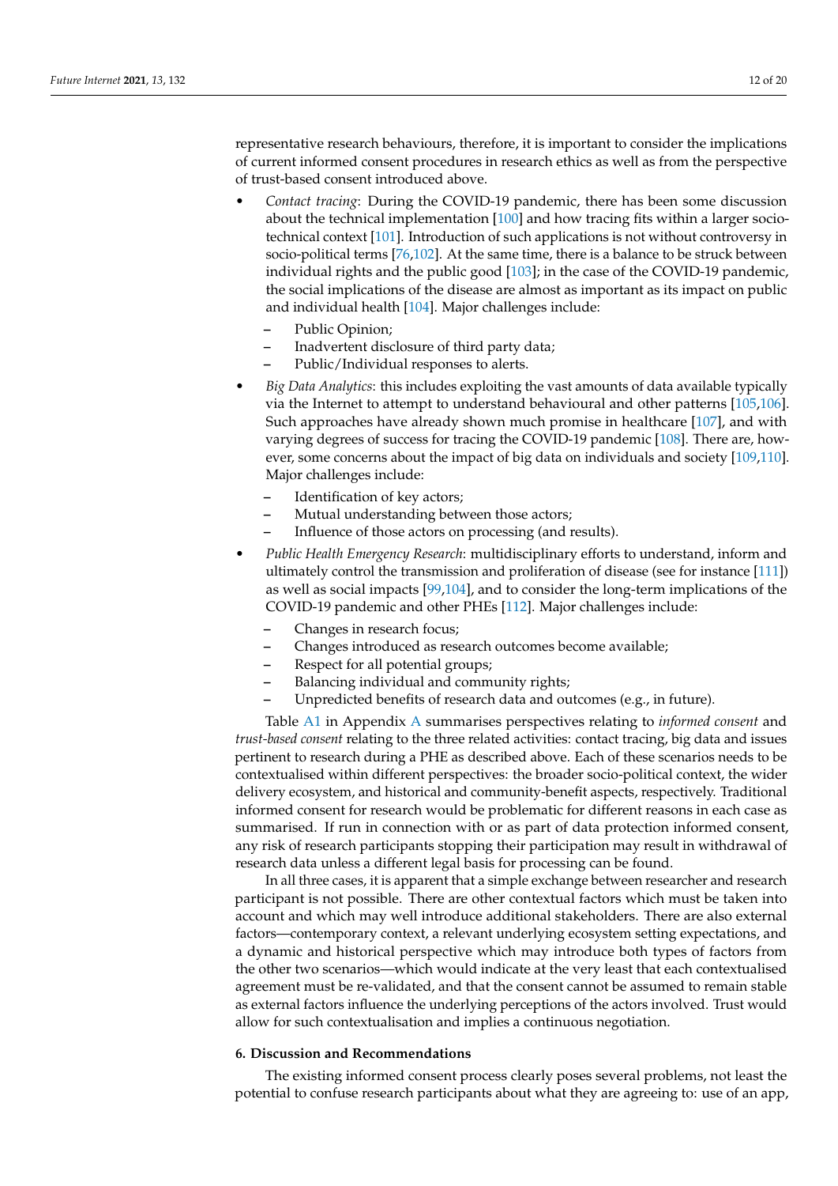representative research behaviours, therefore, it is important to consider the implications of current informed consent procedures in research ethics as well as from the perspective of trust-based consent introduced above.

- *Contact tracing*: During the COVID-19 pandemic, there has been some discussion about the technical implementation [100] and how tracing fits within a larger socio-technical context [101]. Introduction of such applications is not without controversy in socio-political terms [76,102]. At the same time, there is a balance to be struck between individual rights and the public good [103]; in the case of the COVID-19 pandemic, the social implications of the disease are almost as important as its impact on public and individual health [104]. Major challenges include:
  - Public Opinion;
  - Inadvertent disclosure of third party data;
  - Public/Individual responses to alerts.
- *Big Data Analytics*: this includes exploiting the vast amounts of data available typically via the Internet to attempt to understand behavioural and other patterns [105,106]. Such approaches have already shown much promise in healthcare [107], and with varying degrees of success for tracing the COVID-19 pandemic [108]. There are, however, some concerns about the impact of big data on individuals and society [109,110]. Major challenges include:
  - Identification of key actors;
  - Mutual understanding between those actors;
  - Influence of those actors on processing (and results).
- *Public Health Emergency Research*: multidisciplinary efforts to understand, inform and ultimately control the transmission and proliferation of disease (see for instance [111]) as well as social impacts [99,104], and to consider the long-term implications of the COVID-19 pandemic and other PHEs [112]. Major challenges include:
  - Changes in research focus;
  - Changes introduced as research outcomes become available;
  - Respect for all potential groups;
  - Balancing individual and community rights;
  - Unpredicted benefits of research data and outcomes (e.g., in future).

Table A1 in Appendix A summarises perspectives relating to *informed consent* and *trust-based consent* relating to the three related activities: contact tracing, big data and issues pertinent to research during a PHE as described above. Each of these scenarios needs to be contextualised within different perspectives: the broader socio-political context, the wider delivery ecosystem, and historical and community-benefit aspects, respectively. Traditional informed consent for research would be problematic for different reasons in each case as summarised. If run in connection with or as part of data protection informed consent, any risk of research participants stopping their participation may result in withdrawal of research data unless a different legal basis for processing can be found.

In all three cases, it is apparent that a simple exchange between researcher and research participant is not possible. There are other contextual factors which must be taken into account and which may well introduce additional stakeholders. There are also external factors—contemporary context, a relevant underlying ecosystem setting expectations, and a dynamic and historical perspective which may introduce both types of factors from the other two scenarios—which would indicate at the very least that each contextualised agreement must be re-validated, and that the consent cannot be assumed to remain stable as external factors influence the underlying perceptions of the actors involved. Trust would allow for such contextualisation and implies a continuous negotiation.

## 6. Discussion and Recommendations

The existing informed consent process clearly poses several problems, not least the potential to confuse research participants about what they are agreeing to: use of an app,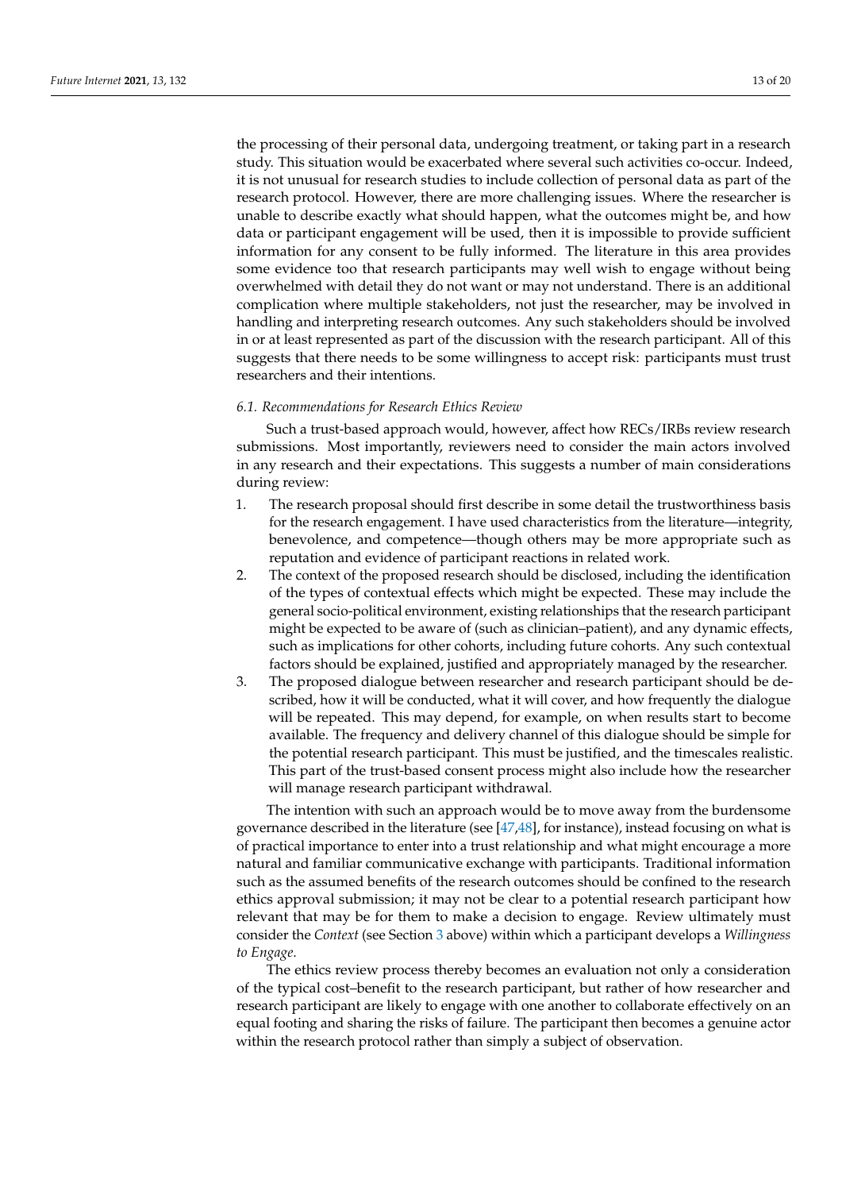the processing of their personal data, undergoing treatment, or taking part in a research study. This situation would be exacerbated where several such activities co-occur. Indeed, it is not unusual for research studies to include collection of personal data as part of the research protocol. However, there are more challenging issues. Where the researcher is unable to describe exactly what should happen, what the outcomes might be, and how data or participant engagement will be used, then it is impossible to provide sufficient information for any consent to be fully informed. The literature in this area provides some evidence too that research participants may well wish to engage without being overwhelmed with detail they do not want or may not understand. There is an additional complication where multiple stakeholders, not just the researcher, may be involved in handling and interpreting research outcomes. Any such stakeholders should be involved in or at least represented as part of the discussion with the research participant. All of this suggests that there needs to be some willingness to accept risk: participants must trust researchers and their intentions.

### *6.1. Recommendations for Research Ethics Review*

Such a trust-based approach would, however, affect how RECs/IRBs review research submissions. Most importantly, reviewers need to consider the main actors involved in any research and their expectations. This suggests a number of main considerations during review:

1. The research proposal should first describe in some detail the trustworthiness basis for the research engagement. I have used characteristics from the literature—integrity, benevolence, and competence—though others may be more appropriate such as reputation and evidence of participant reactions in related work.
2. The context of the proposed research should be disclosed, including the identification of the types of contextual effects which might be expected. These may include the general socio-political environment, existing relationships that the research participant might be expected to be aware of (such as clinician–patient), and any dynamic effects, such as implications for other cohorts, including future cohorts. Any such contextual factors should be explained, justified and appropriately managed by the researcher.
3. The proposed dialogue between researcher and research participant should be described, how it will be conducted, what it will cover, and how frequently the dialogue will be repeated. This may depend, for example, on when results start to become available. The frequency and delivery channel of this dialogue should be simple for the potential research participant. This must be justified, and the timescales realistic. This part of the trust-based consent process might also include how the researcher will manage research participant withdrawal.

The intention with such an approach would be to move away from the burdensome governance described in the literature (see [47,48], for instance), instead focusing on what is of practical importance to enter into a trust relationship and what might encourage a more natural and familiar communicative exchange with participants. Traditional information such as the assumed benefits of the research outcomes should be confined to the research ethics approval submission; it may not be clear to a potential research participant how relevant that may be for them to make a decision to engage. Review ultimately must consider the *Context* (see Section 3 above) within which a participant develops a *Willingness to Engage*.

The ethics review process thereby becomes an evaluation not only a consideration of the typical cost–benefit to the research participant, but rather of how researcher and research participant are likely to engage with one another to collaborate effectively on an equal footing and sharing the risks of failure. The participant then becomes a genuine actor within the research protocol rather than simply a subject of observation.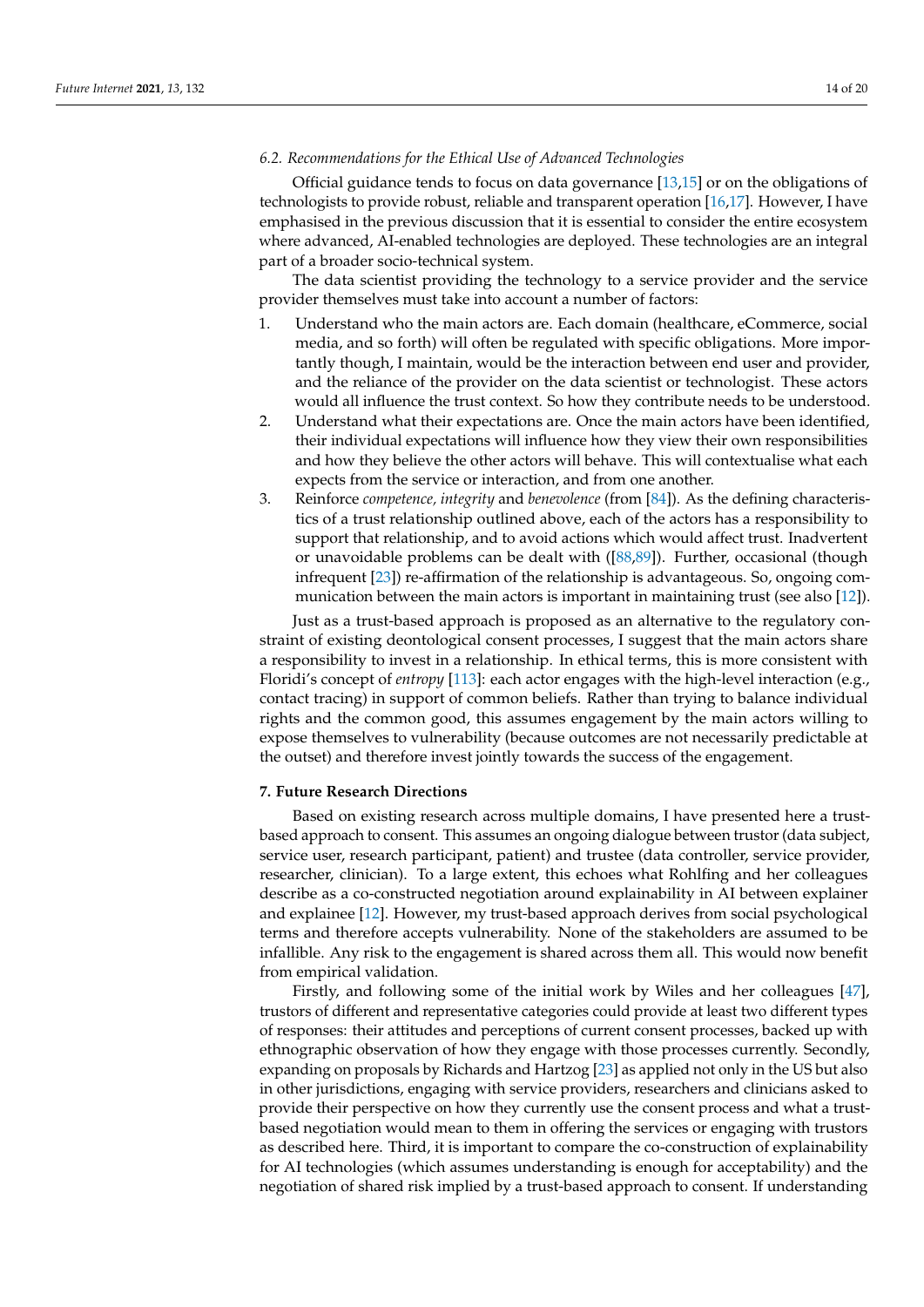### 6.2. Recommendations for the Ethical Use of Advanced Technologies

Official guidance tends to focus on data governance [13,15] or on the obligations of technologists to provide robust, reliable and transparent operation [16,17]. However, I have emphasised in the previous discussion that it is essential to consider the entire ecosystem where advanced, AI-enabled technologies are deployed. These technologies are an integral part of a broader socio-technical system.

The data scientist providing the technology to a service provider and the service provider themselves must take into account a number of factors:

1. Understand who the main actors are. Each domain (healthcare, eCommerce, social media, and so forth) will often be regulated with specific obligations. More importantly though, I maintain, would be the interaction between end user and provider, and the reliance of the provider on the data scientist or technologist. These actors would all influence the trust context. So how they contribute needs to be understood.
2. Understand what their expectations are. Once the main actors have been identified, their individual expectations will influence how they view their own responsibilities and how they believe the other actors will behave. This will contextualise what each expects from the service or interaction, and from one another.
3. Reinforce *competence, integrity* and *benevolence* (from [84]). As the defining characteristics of a trust relationship outlined above, each of the actors has a responsibility to support that relationship, and to avoid actions which would affect trust. Inadvertent or unavoidable problems can be dealt with ([88,89]). Further, occasional (though infrequent [23]) re-affirmation of the relationship is advantageous. So, ongoing communication between the main actors is important in maintaining trust (see also [12]).

Just as a trust-based approach is proposed as an alternative to the regulatory constraint of existing deontological consent processes, I suggest that the main actors share a responsibility to invest in a relationship. In ethical terms, this is more consistent with Floridi's concept of *entropy* [113]: each actor engages with the high-level interaction (e.g., contact tracing) in support of common beliefs. Rather than trying to balance individual rights and the common good, this assumes engagement by the main actors willing to expose themselves to vulnerability (because outcomes are not necessarily predictable at the outset) and therefore invest jointly towards the success of the engagement.

## 7. Future Research Directions

Based on existing research across multiple domains, I have presented here a trust-based approach to consent. This assumes an ongoing dialogue between trustor (data subject, service user, research participant, patient) and trustee (data controller, service provider, researcher, clinician). To a large extent, this echoes what Rohlfing and her colleagues describe as a co-constructed negotiation around explainability in AI between explainer and explainee [12]. However, my trust-based approach derives from social psychological terms and therefore accepts vulnerability. None of the stakeholders are assumed to be infallible. Any risk to the engagement is shared across them all. This would now benefit from empirical validation.

Firstly, and following some of the initial work by Wiles and her colleagues [47], trustors of different and representative categories could provide at least two different types of responses: their attitudes and perceptions of current consent processes, backed up with ethnographic observation of how they engage with those processes currently. Secondly, expanding on proposals by Richards and Hartzog [23] as applied not only in the US but also in other jurisdictions, engaging with service providers, researchers and clinicians asked to provide their perspective on how they currently use the consent process and what a trust-based negotiation would mean to them in offering the services or engaging with trustors as described here. Third, it is important to compare the co-construction of explainability for AI technologies (which assumes understanding is enough for acceptability) and the negotiation of shared risk implied by a trust-based approach to consent. If understanding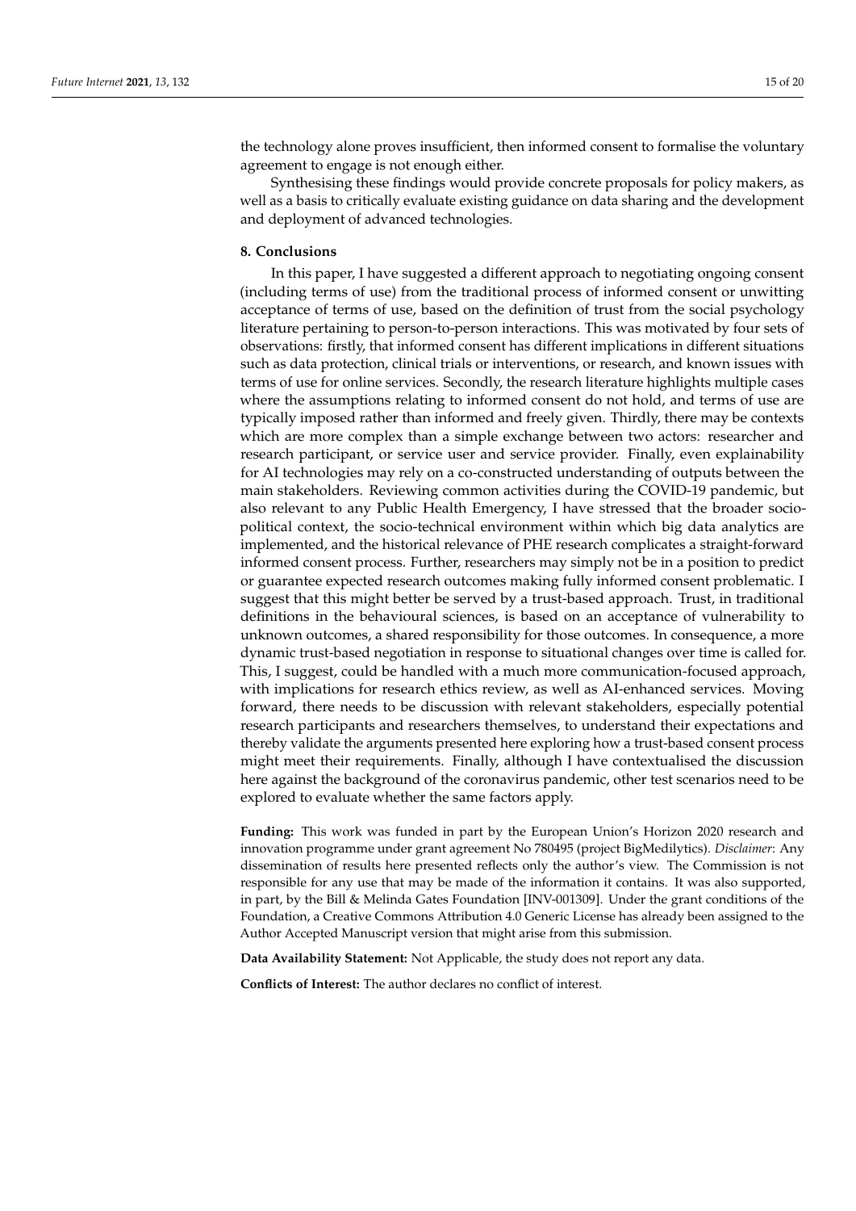the technology alone proves insufficient, then informed consent to formalise the voluntary agreement to engage is not enough either.

Synthesising these findings would provide concrete proposals for policy makers, as well as a basis to critically evaluate existing guidance on data sharing and the development and deployment of advanced technologies.

## 8. Conclusions

In this paper, I have suggested a different approach to negotiating ongoing consent (including terms of use) from the traditional process of informed consent or unwitting acceptance of terms of use, based on the definition of trust from the social psychology literature pertaining to person-to-person interactions. This was motivated by four sets of observations: firstly, that informed consent has different implications in different situations such as data protection, clinical trials or interventions, or research, and known issues with terms of use for online services. Secondly, the research literature highlights multiple cases where the assumptions relating to informed consent do not hold, and terms of use are typically imposed rather than informed and freely given. Thirdly, there may be contexts which are more complex than a simple exchange between two actors: researcher and research participant, or service user and service provider. Finally, even explainability for AI technologies may rely on a co-constructed understanding of outputs between the main stakeholders. Reviewing common activities during the COVID-19 pandemic, but also relevant to any Public Health Emergency, I have stressed that the broader socio-political context, the socio-technical environment within which big data analytics are implemented, and the historical relevance of PHE research complicates a straight-forward informed consent process. Further, researchers may simply not be in a position to predict or guarantee expected research outcomes making fully informed consent problematic. I suggest that this might better be served by a trust-based approach. Trust, in traditional definitions in the behavioural sciences, is based on an acceptance of vulnerability to unknown outcomes, a shared responsibility for those outcomes. In consequence, a more dynamic trust-based negotiation in response to situational changes over time is called for. This, I suggest, could be handled with a much more communication-focused approach, with implications for research ethics review, as well as AI-enhanced services. Moving forward, there needs to be discussion with relevant stakeholders, especially potential research participants and researchers themselves, to understand their expectations and thereby validate the arguments presented here exploring how a trust-based consent process might meet their requirements. Finally, although I have contextualised the discussion here against the background of the coronavirus pandemic, other test scenarios need to be explored to evaluate whether the same factors apply.

**Funding:** This work was funded in part by the European Union's Horizon 2020 research and innovation programme under grant agreement No 780495 (project BigMedilytics). *Disclaimer*: Any dissemination of results here presented reflects only the author's view. The Commission is not responsible for any use that may be made of the information it contains. It was also supported, in part, by the Bill & Melinda Gates Foundation [INV-001309]. Under the grant conditions of the Foundation, a Creative Commons Attribution 4.0 Generic License has already been assigned to the Author Accepted Manuscript version that might arise from this submission.

**Data Availability Statement:** Not Applicable, the study does not report any data.

**Conflicts of Interest:** The author declares no conflict of interest.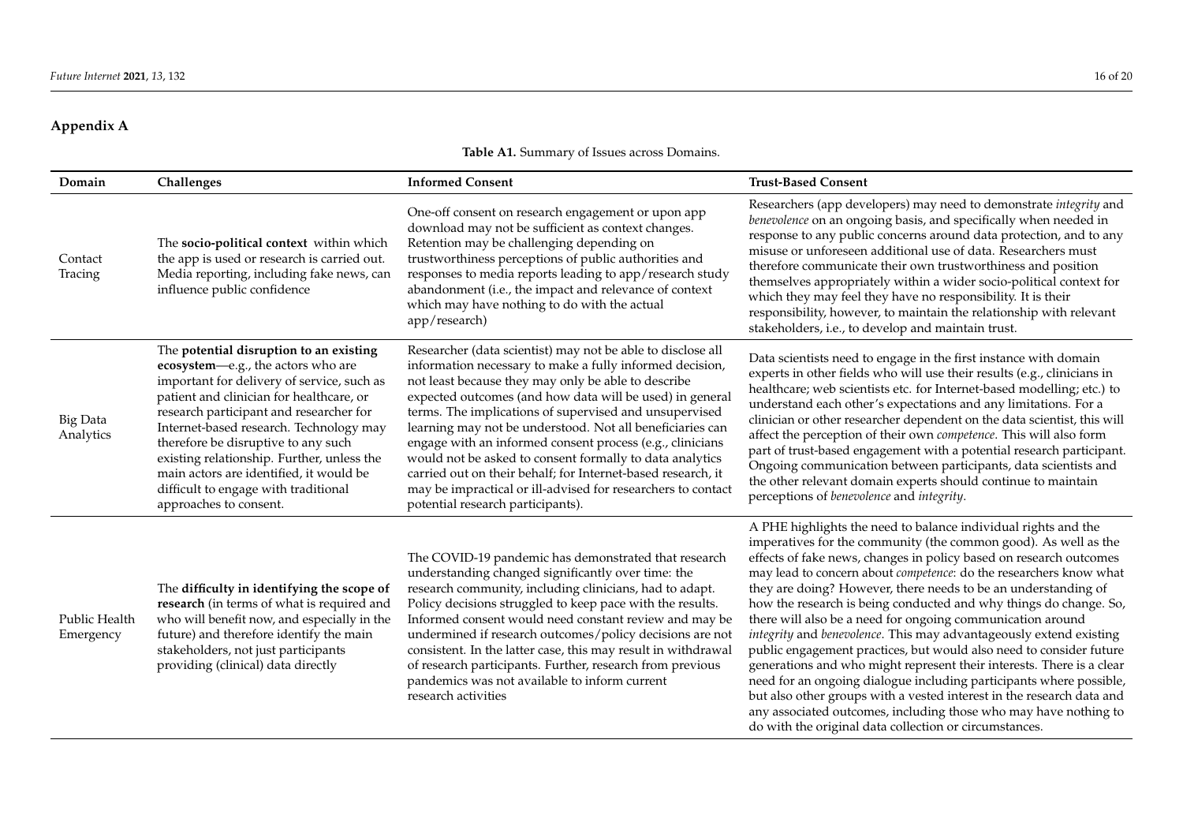## Appendix A

**Table A1.** Summary of Issues across Domains.

| Domain | Challenges | Informed Consent | Trust-Based Consent |
|---|---|---|---|
| Contact Tracing | The **socio-political context** within which the app is used or research is carried out. Media reporting, including fake news, can influence public confidence | One-off consent on research engagement or upon app download may not be sufficient as context changes. Retention may be challenging depending on trustworthiness perceptions of public authorities and responses to media reports leading to app/research study abandonment (i.e., the impact and relevance of context which may have nothing to do with the actual app/research) | Researchers (app developers) may need to demonstrate *integrity* and *benevolence* on an ongoing basis, and specifically when needed in response to any public concerns around data protection, and to any misuse or unforeseen additional use of data. Researchers must therefore communicate their own trustworthiness and position themselves appropriately within a wider socio-political context for which they may feel they have no responsibility. It is their responsibility, however, to maintain the relationship with relevant stakeholders, i.e., to develop and maintain trust. |
| Big Data Analytics | The **potential disruption to an existing ecosystem**—e.g., the actors who are important for delivery of service, such as patient and clinician for healthcare, or research participant and researcher for Internet-based research. Technology may therefore be disruptive to any such existing relationship. Further, unless the main actors are identified, it would be difficult to engage with traditional approaches to consent. | Researcher (data scientist) may not be able to disclose all information necessary to make a fully informed decision, not least because they may only be able to describe expected outcomes (and how data will be used) in general terms. The implications of supervised and unsupervised learning may not be understood. Not all beneficiaries can engage with an informed consent process (e.g., clinicians would not be asked to consent formally to data analytics carried out on their behalf; for Internet-based research, it may be impractical or ill-advised for researchers to contact potential research participants). | Data scientists need to engage in the first instance with domain experts in other fields who will use their results (e.g., clinicians in healthcare; web scientists etc. for Internet-based modelling; etc.) to understand each other's expectations and any limitations. For a clinician or other researcher dependent on the data scientist, this will affect the perception of their own *competence*. This will also form part of trust-based engagement with a potential research participant. Ongoing communication between participants, data scientists and the other relevant domain experts should continue to maintain perceptions of *benevolence* and *integrity*. |
| Public Health Emergency | The **difficulty in identifying the scope of research** (in terms of what is required and who will benefit now, and especially in the future) and therefore identify the main stakeholders, not just participants providing (clinical) data directly | The COVID-19 pandemic has demonstrated that research understanding changed significantly over time: the research community, including clinicians, had to adapt. Policy decisions struggled to keep pace with the results. Informed consent would need constant review and may be undermined if research outcomes/policy decisions are not consistent. In the latter case, this may result in withdrawal of research participants. Further, research from previous pandemics was not available to inform current research activities | A PHE highlights the need to balance individual rights and the imperatives for the community (the common good). As well as the effects of fake news, changes in policy based on research outcomes may lead to concern about *competence*: do the researchers know what they are doing? However, there needs to be an understanding of how the research is being conducted and why things do change. So, there will also be a need for ongoing communication around *integrity* and *benevolence*. This may advantageously extend existing public engagement practices, but would also need to consider future generations and who might represent their interests. There is a clear need for an ongoing dialogue including participants where possible, but also other groups with a vested interest in the research data and any associated outcomes, including those who may have nothing to do with the original data collection or circumstances. |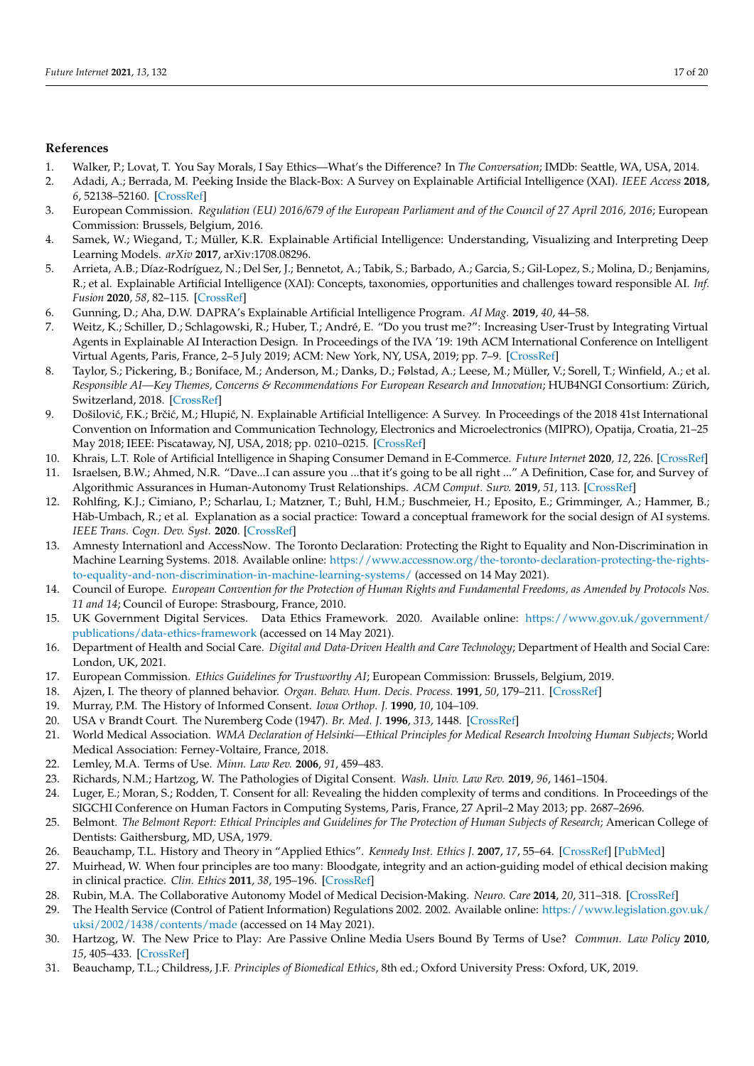## References

1. Walker, P.; Lovat, T. You Say Morals, I Say Ethics—What's the Difference? In *The Conversation*; IMDb: Seattle, WA, USA, 2014.
2. Adadi, A.; Berrada, M. Peeking Inside the Black-Box: A Survey on Explainable Artificial Intelligence (XAI). *IEEE Access* **2018**, *6*, 52138–52160. [CrossRef]
3. European Commission. *Regulation (EU) 2016/679 of the European Parliament and of the Council of 27 April 2016, 2016*; European Commission: Brussels, Belgium, 2016.
4. Samek, W.; Wiegand, T.; Müller, K.R. Explainable Artificial Intelligence: Understanding, Visualizing and Interpreting Deep Learning Models. *arXiv* **2017**, arXiv:1708.08296.
5. Arrieta, A.B.; Díaz-Rodríguez, N.; Del Ser, J.; Bennetot, A.; Tabik, S.; Barbado, A.; Garcia, S.; Gil-Lopez, S.; Molina, D.; Benjamins, R.; et al. Explainable Artificial Intelligence (XAI): Concepts, taxonomies, opportunities and challenges toward responsible AI. *Inf. Fusion* **2020**, *58*, 82–115. [CrossRef]
6. Gunning, D.; Aha, D.W. DAPRA's Explainable Artificial Intelligence Program. *AI Mag.* **2019**, *40*, 44–58.
7. Weitz, K.; Schiller, D.; Schlagowski, R.; Huber, T.; André, E. "Do you trust me?": Increasing User-Trust by Integrating Virtual Agents in Explainable AI Interaction Design. In Proceedings of the IVA '19: 19th ACM International Conference on Intelligent Virtual Agents, Paris, France, 2–5 July 2019; ACM: New York, NY, USA, 2019; pp. 7–9. [CrossRef]
8. Taylor, S.; Pickering, B.; Boniface, M.; Anderson, M.; Danks, D.; Følstad, A.; Leese, M.; Müller, V.; Sorell, T.; Winfield, A.; et al. *Responsible AI—Key Themes, Concerns & Recommendations For European Research and Innovation*; HUB4NGI Consortium: Zürich, Switzerland, 2018. [CrossRef]
9. Došilović, F.K.; Brčić, M.; Hlupić, N. Explainable Artificial Intelligence: A Survey. In Proceedings of the 2018 41st International Convention on Information and Communication Technology, Electronics and Microelectronics (MIPRO), Opatija, Croatia, 21–25 May 2018; IEEE: Piscataway, NJ, USA, 2018; pp. 0210–0215. [CrossRef]
10. Khrais, L.T. Role of Artificial Intelligence in Shaping Consumer Demand in E-Commerce. *Future Internet* **2020**, *12*, 226. [CrossRef]
11. Israelsen, B.W.; Ahmed, N.R. "Dave...I can assure you ...that it's going to be all right ..." A Definition, Case for, and Survey of Algorithmic Assurances in Human-Autonomy Trust Relationships. *ACM Comput. Surv.* **2019**, *51*, 113. [CrossRef]
12. Rohlfing, K.J.; Cimiano, P.; Scharlau, I.; Matzner, T.; Buhl, H.M.; Buschmeier, H.; Esposito, E.; Grimminger, A.; Hammer, B.; Häb-Umbach, R.; et al. Explanation as a social practice: Toward a conceptual framework for the social design of AI systems. *IEEE Trans. Cogn. Dev. Syst.* **2020**. [CrossRef]
13. Amnesty Internationl and AccessNow. The Toronto Declaration: Protecting the Right to Equality and Non-Discrimination in Machine Learning Systems. 2018. Available online: https://www.accessnow.org/the-toronto-declaration-protecting-the-rights-to-equality-and-non-discrimination-in-machine-learning-systems/ (accessed on 14 May 2021).
14. Council of Europe. *European Convention for the Protection of Human Rights and Fundamental Freedoms, as Amended by Protocols Nos. 11 and 14*; Council of Europe: Strasbourg, France, 2010.
15. UK Government Digital Services. Data Ethics Framework. 2020. Available online: https://www.gov.uk/government/publications/data-ethics-framework (accessed on 14 May 2021).
16. Department of Health and Social Care. *Digital and Data-Driven Health and Care Technology*; Department of Health and Social Care: London, UK, 2021.
17. European Commission. *Ethics Guidelines for Trustworthy AI*; European Commission: Brussels, Belgium, 2019.
18. Ajzen, I. The theory of planned behavior. *Organ. Behav. Hum. Decis. Process.* **1991**, *50*, 179–211. [CrossRef]
19. Murray, P.M. The History of Informed Consent. *Iowa Orthop. J.* **1990**, *10*, 104–109.
20. USA v Brandt Court. The Nuremberg Code (1947). *Br. Med. J.* **1996**, *313*, 1448. [CrossRef]
21. World Medical Association. *WMA Declaration of Helsinki—Ethical Principles for Medical Research Involving Human Subjects*; World Medical Association: Ferney-Voltaire, France, 2018.
22. Lemley, M.A. Terms of Use. *Minn. Law Rev.* **2006**, *91*, 459–483.
23. Richards, N.M.; Hartzog, W. The Pathologies of Digital Consent. *Wash. Univ. Law Rev.* **2019**, *96*, 1461–1504.
24. Luger, E.; Moran, S.; Rodden, T. Consent for all: Revealing the hidden complexity of terms and conditions. In Proceedings of the SIGCHI Conference on Human Factors in Computing Systems, Paris, France, 27 April–2 May 2013; pp. 2687–2696.
25. Belmont. *The Belmont Report: Ethical Principles and Guidelines for The Protection of Human Subjects of Research*; American College of Dentists: Gaithersburg, MD, USA, 1979.
26. Beauchamp, T.L. History and Theory in "Applied Ethics". *Kennedy Inst. Ethics J.* **2007**, *17*, 55–64. [CrossRef] [PubMed]
27. Muirhead, W. When four principles are too many: Bloodgate, integrity and an action-guiding model of ethical decision making in clinical practice. *Clin. Ethics* **2011**, *38*, 195–196. [CrossRef]
28. Rubin, M.A. The Collaborative Autonomy Model of Medical Decision-Making. *Neuro. Care* **2014**, *20*, 311–318. [CrossRef]
29. The Health Service (Control of Patient Information) Regulations 2002. 2002. Available online: https://www.legislation.gov.uk/uksi/2002/1438/contents/made (accessed on 14 May 2021).
30. Hartzog, W. The New Price to Play: Are Passive Online Media Users Bound By Terms of Use? *Commun. Law Policy* **2010**, *15*, 405–433. [CrossRef]
31. Beauchamp, T.L.; Childress, J.F. *Principles of Biomedical Ethics*, 8th ed.; Oxford University Press: Oxford, UK, 2019.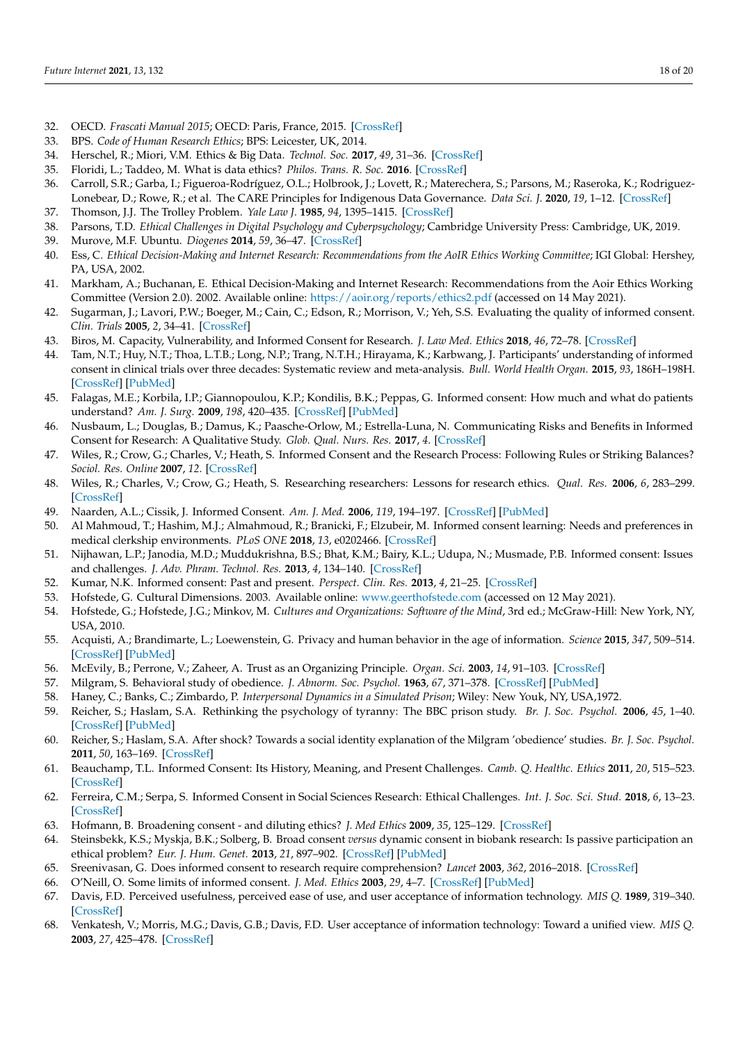32. OECD. *Frascati Manual 2015*; OECD: Paris, France, 2015. [CrossRef]
33. BPS. *Code of Human Research Ethics*; BPS: Leicester, UK, 2014.
34. Herschel, R.; Miori, V.M. Ethics & Big Data. *Technol. Soc.* **2017**, *49*, 31–36. [CrossRef]
35. Floridi, L.; Taddeo, M. What is data ethics? *Philos. Trans. R. Soc.* **2016**. [CrossRef]
36. Carroll, S.R.; Garba, I.; Figueroa-Rodríguez, O.L.; Holbrook, J.; Lovett, R.; Materechera, S.; Parsons, M.; Raseroka, K.; Rodriguez-Lonebear, D.; Rowe, R.; et al. The CARE Principles for Indigenous Data Governance. *Data Sci. J.* **2020**, *19*, 1–12. [CrossRef]
37. Thomson, J.J. The Trolley Problem. *Yale Law J.* **1985**, *94*, 1395–1415. [CrossRef]
38. Parsons, T.D. *Ethical Challenges in Digital Psychology and Cyberpsychology*; Cambridge University Press: Cambridge, UK, 2019.
39. Murove, M.F. Ubuntu. *Diogenes* **2014**, *59*, 36–47. [CrossRef]
40. Ess, C. *Ethical Decision-Making and Internet Research: Recommendations from the AoIR Ethics Working Committee*; IGI Global: Hershey, PA, USA, 2002.
41. Markham, A.; Buchanan, E. Ethical Decision-Making and Internet Research: Recommendations from the Aoir Ethics Working Committee (Version 2.0). 2002. Available online: https://aoir.org/reports/ethics2.pdf (accessed on 14 May 2021).
42. Sugarman, J.; Lavori, P.W.; Boeger, M.; Cain, C.; Edson, R.; Morrison, V.; Yeh, S.S. Evaluating the quality of informed consent. *Clin. Trials* **2005**, *2*, 34–41. [CrossRef]
43. Biros, M. Capacity, Vulnerability, and Informed Consent for Research. *J. Law Med. Ethics* **2018**, *46*, 72–78. [CrossRef]
44. Tam, N.T.; Huy, N.T.; Thoa, L.T.B.; Long, N.P.; Trang, N.T.H.; Hirayama, K.; Karbwang, J. Participants' understanding of informed consent in clinical trials over three decades: Systematic review and meta-analysis. *Bull. World Health Organ.* **2015**, *93*, 186H–198H. [CrossRef] [PubMed]
45. Falagas, M.E.; Korbila, I.P.; Giannopoulou, K.P.; Kondilis, B.K.; Peppas, G. Informed consent: How much and what do patients understand? *Am. J. Surg.* **2009**, *198*, 420–435. [CrossRef] [PubMed]
46. Nusbaum, L.; Douglas, B.; Damus, K.; Paasche-Orlow, M.; Estrella-Luna, N. Communicating Risks and Benefits in Informed Consent for Research: A Qualitative Study. *Glob. Qual. Nurs. Res.* **2017**, *4*. [CrossRef]
47. Wiles, R.; Crow, G.; Charles, V.; Heath, S. Informed Consent and the Research Process: Following Rules or Striking Balances? *Sociol. Res. Online* **2007**, *12*. [CrossRef]
48. Wiles, R.; Charles, V.; Crow, G.; Heath, S. Researching researchers: Lessons for research ethics. *Qual. Res.* **2006**, *6*, 283–299. [CrossRef]
49. Naarden, A.L.; Cissik, J. Informed Consent. *Am. J. Med.* **2006**, *119*, 194–197. [CrossRef] [PubMed]
50. Al Mahmoud, T.; Hashim, M.J.; Almahmoud, R.; Branicki, F.; Elzubeir, M. Informed consent learning: Needs and preferences in medical clerkship environments. *PLoS ONE* **2018**, *13*, e0202466. [CrossRef]
51. Nijhawan, L.P.; Janodia, M.D.; Muddukrishna, B.S.; Bhat, K.M.; Bairy, K.L.; Udupa, N.; Musmade, P.B. Informed consent: Issues and challenges. *J. Adv. Phram. Technol. Res.* **2013**, *4*, 134–140. [CrossRef]
52. Kumar, N.K. Informed consent: Past and present. *Perspect. Clin. Res.* **2013**, *4*, 21–25. [CrossRef]
53. Hofstede, G. Cultural Dimensions. 2003. Available online: www.geerthofstede.com (accessed on 12 May 2021).
54. Hofstede, G.; Hofstede, J.G.; Minkov, M. *Cultures and Organizations: Software of the Mind*, 3rd ed.; McGraw-Hill: New York, NY, USA, 2010.
55. Acquisti, A.; Brandimarte, L.; Loewenstein, G. Privacy and human behavior in the age of information. *Science* **2015**, *347*, 509–514. [CrossRef] [PubMed]
56. McEvily, B.; Perrone, V.; Zaheer, A. Trust as an Organizing Principle. *Organ. Sci.* **2003**, *14*, 91–103. [CrossRef]
57. Milgram, S. Behavioral study of obedience. *J. Abnorm. Soc. Psychol.* **1963**, *67*, 371–378. [CrossRef] [PubMed]
58. Haney, C.; Banks, C.; Zimbardo, P. *Interpersonal Dynamics in a Simulated Prison*; Wiley: New Youk, NY, USA,1972.
59. Reicher, S.; Haslam, S.A. Rethinking the psychology of tyranny: The BBC prison study. *Br. J. Soc. Psychol.* **2006**, *45*, 1–40. [CrossRef] [PubMed]
60. Reicher, S.; Haslam, S.A. After shock? Towards a social identity explanation of the Milgram 'obedience' studies. *Br. J. Soc. Psychol.* **2011**, *50*, 163–169. [CrossRef]
61. Beauchamp, T.L. Informed Consent: Its History, Meaning, and Present Challenges. *Camb. Q. Healthc. Ethics* **2011**, *20*, 515–523. [CrossRef]
62. Ferreira, C.M.; Serpa, S. Informed Consent in Social Sciences Research: Ethical Challenges. *Int. J. Soc. Sci. Stud.* **2018**, *6*, 13–23. [CrossRef]
63. Hofmann, B. Broadening consent - and diluting ethics? *J. Med Ethics* **2009**, *35*, 125–129. [CrossRef]
64. Steinsbekk, K.S.; Myskja, B.K.; Solberg, B. Broad consent *versus* dynamic consent in biobank research: Is passive participation an ethical problem? *Eur. J. Hum. Genet.* **2013**, *21*, 897–902. [CrossRef] [PubMed]
65. Sreenivasan, G. Does informed consent to research require comprehension? *Lancet* **2003**, *362*, 2016–2018. [CrossRef]
66. O'Neill, O. Some limits of informed consent. *J. Med. Ethics* **2003**, *29*, 4–7. [CrossRef] [PubMed]
67. Davis, F.D. Perceived usefulness, perceived ease of use, and user acceptance of information technology. *MIS Q.* **1989**, 319–340. [CrossRef]
68. Venkatesh, V.; Morris, M.G.; Davis, G.B.; Davis, F.D. User acceptance of information technology: Toward a unified view. *MIS Q.* **2003**, *27*, 425–478. [CrossRef]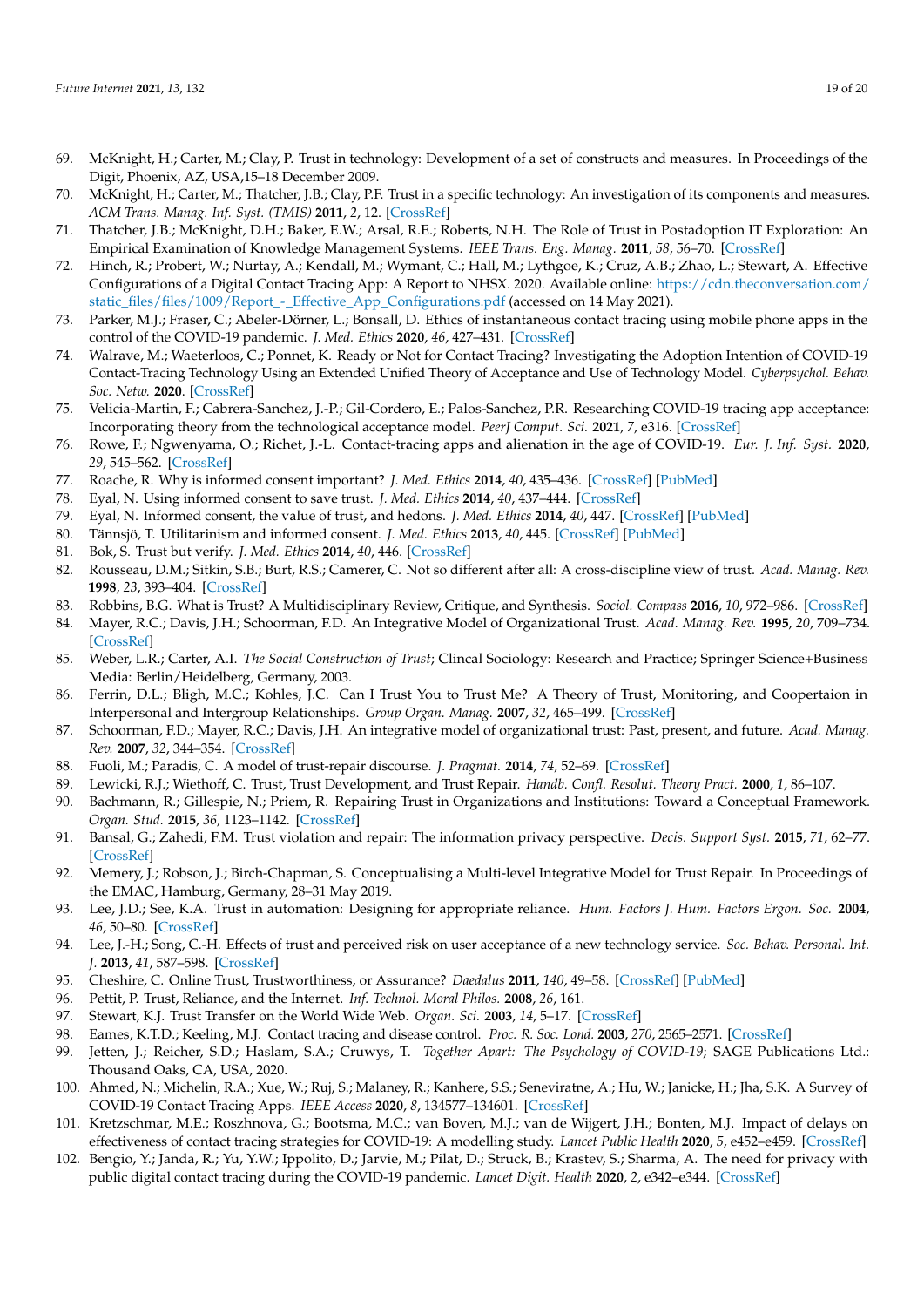69. McKnight, H.; Carter, M.; Clay, P. Trust in technology: Development of a set of constructs and measures. In Proceedings of the Digit, Phoenix, AZ, USA,15–18 December 2009.
70. McKnight, H.; Carter, M.; Thatcher, J.B.; Clay, P.F. Trust in a specific technology: An investigation of its components and measures. *ACM Trans. Manag. Inf. Syst. (TMIS)* **2011**, *2*, 12. [CrossRef]
71. Thatcher, J.B.; McKnight, D.H.; Baker, E.W.; Arsal, R.E.; Roberts, N.H. The Role of Trust in Postadoption IT Exploration: An Empirical Examination of Knowledge Management Systems. *IEEE Trans. Eng. Manag.* **2011**, *58*, 56–70. [CrossRef]
72. Hinch, R.; Probert, W.; Nurtay, A.; Kendall, M.; Wymant, C.; Hall, M.; Lythgoe, K.; Cruz, A.B.; Zhao, L.; Stewart, A. Effective Configurations of a Digital Contact Tracing App: A Report to NHSX. 2020. Available online: https://cdn.theconversation.com/static_files/files/1009/Report_-_Effective_App_Configurations.pdf (accessed on 14 May 2021).
73. Parker, M.J.; Fraser, C.; Abeler-Dörner, L.; Bonsall, D. Ethics of instantaneous contact tracing using mobile phone apps in the control of the COVID-19 pandemic. *J. Med. Ethics* **2020**, *46*, 427–431. [CrossRef]
74. Walrave, M.; Waeterloos, C.; Ponnet, K. Ready or Not for Contact Tracing? Investigating the Adoption Intention of COVID-19 Contact-Tracing Technology Using an Extended Unified Theory of Acceptance and Use of Technology Model. *Cyberpsychol. Behav. Soc. Netw.* **2020**. [CrossRef]
75. Velicia-Martin, F.; Cabrera-Sanchez, J.-P.; Gil-Cordero, E.; Palos-Sanchez, P.R. Researching COVID-19 tracing app acceptance: Incorporating theory from the technological acceptance model. *PeerJ Comput. Sci.* **2021**, *7*, e316. [CrossRef]
76. Rowe, F.; Ngwenyama, O.; Richet, J.-L. Contact-tracing apps and alienation in the age of COVID-19. *Eur. J. Inf. Syst.* **2020**, *29*, 545–562. [CrossRef]
77. Roache, R. Why is informed consent important? *J. Med. Ethics* **2014**, *40*, 435–436. [CrossRef] [PubMed]
78. Eyal, N. Using informed consent to save trust. *J. Med. Ethics* **2014**, *40*, 437–444. [CrossRef]
79. Eyal, N. Informed consent, the value of trust, and hedons. *J. Med. Ethics* **2014**, *40*, 447. [CrossRef] [PubMed]
80. Tännsjö, T. Utilitarinism and informed consent. *J. Med. Ethics* **2013**, *40*, 445. [CrossRef] [PubMed]
81. Bok, S. Trust but verify. *J. Med. Ethics* **2014**, *40*, 446. [CrossRef]
82. Rousseau, D.M.; Sitkin, S.B.; Burt, R.S.; Camerer, C. Not so different after all: A cross-discipline view of trust. *Acad. Manag. Rev.* **1998**, *23*, 393–404. [CrossRef]
83. Robbins, B.G. What is Trust? A Multidisciplinary Review, Critique, and Synthesis. *Sociol. Compass* **2016**, *10*, 972–986. [CrossRef]
84. Mayer, R.C.; Davis, J.H.; Schoorman, F.D. An Integrative Model of Organizational Trust. *Acad. Manag. Rev.* **1995**, *20*, 709–734. [CrossRef]
85. Weber, L.R.; Carter, A.I. *The Social Construction of Trust*; Clincal Sociology: Research and Practice; Springer Science+Business Media: Berlin/Heidelberg, Germany, 2003.
86. Ferrin, D.L.; Bligh, M.C.; Kohles, J.C. Can I Trust You to Trust Me? A Theory of Trust, Monitoring, and Coopertaion in Interpersonal and Intergroup Relationships. *Group Organ. Manag.* **2007**, *32*, 465–499. [CrossRef]
87. Schoorman, F.D.; Mayer, R.C.; Davis, J.H. An integrative model of organizational trust: Past, present, and future. *Acad. Manag. Rev.* **2007**, *32*, 344–354. [CrossRef]
88. Fuoli, M.; Paradis, C. A model of trust-repair discourse. *J. Pragmat.* **2014**, *74*, 52–69. [CrossRef]
89. Lewicki, R.J.; Wiethoff, C. Trust, Trust Development, and Trust Repair. *Handb. Confl. Resolut. Theory Pract.* **2000**, *1*, 86–107.
90. Bachmann, R.; Gillespie, N.; Priem, R. Repairing Trust in Organizations and Institutions: Toward a Conceptual Framework. *Organ. Stud.* **2015**, *36*, 1123–1142. [CrossRef]
91. Bansal, G.; Zahedi, F.M. Trust violation and repair: The information privacy perspective. *Decis. Support Syst.* **2015**, *71*, 62–77. [CrossRef]
92. Memery, J.; Robson, J.; Birch-Chapman, S. Conceptualising a Multi-level Integrative Model for Trust Repair. In Proceedings of the EMAC, Hamburg, Germany, 28–31 May 2019.
93. Lee, J.D.; See, K.A. Trust in automation: Designing for appropriate reliance. *Hum. Factors J. Hum. Factors Ergon. Soc.* **2004**, *46*, 50–80. [CrossRef]
94. Lee, J.-H.; Song, C.-H. Effects of trust and perceived risk on user acceptance of a new technology service. *Soc. Behav. Personal. Int. J.* **2013**, *41*, 587–598. [CrossRef]
95. Cheshire, C. Online Trust, Trustworthiness, or Assurance? *Daedalus* **2011**, *140*, 49–58. [CrossRef] [PubMed]
96. Pettit, P. Trust, Reliance, and the Internet. *Inf. Technol. Moral Philos.* **2008**, *26*, 161.
97. Stewart, K.J. Trust Transfer on the World Wide Web. *Organ. Sci.* **2003**, *14*, 5–17. [CrossRef]
98. Eames, K.T.D.; Keeling, M.J. Contact tracing and disease control. *Proc. R. Soc. Lond.* **2003**, *270*, 2565–2571. [CrossRef]
99. Jetten, J.; Reicher, S.D.; Haslam, S.A.; Cruwys, T. *Together Apart: The Psychology of COVID-19*; SAGE Publications Ltd.: Thousand Oaks, CA, USA, 2020.
100. Ahmed, N.; Michelin, R.A.; Xue, W.; Ruj, S.; Malaney, R.; Kanhere, S.S.; Seneviratne, A.; Hu, W.; Janicke, H.; Jha, S.K. A Survey of COVID-19 Contact Tracing Apps. *IEEE Access* **2020**, *8*, 134577–134601. [CrossRef]
101. Kretzschmar, M.E.; Roszhnova, G.; Bootsma, M.C.; van Boven, M.J.; van de Wijgert, J.H.; Bonten, M.J. Impact of delays on effectiveness of contact tracing strategies for COVID-19: A modelling study. *Lancet Public Health* **2020**, *5*, e452–e459. [CrossRef]
102. Bengio, Y.; Janda, R.; Yu, Y.W.; Ippolito, D.; Jarvie, M.; Pilat, D.; Struck, B.; Krastev, S.; Sharma, A. The need for privacy with public digital contact tracing during the COVID-19 pandemic. *Lancet Digit. Health* **2020**, *2*, e342–e344. [CrossRef]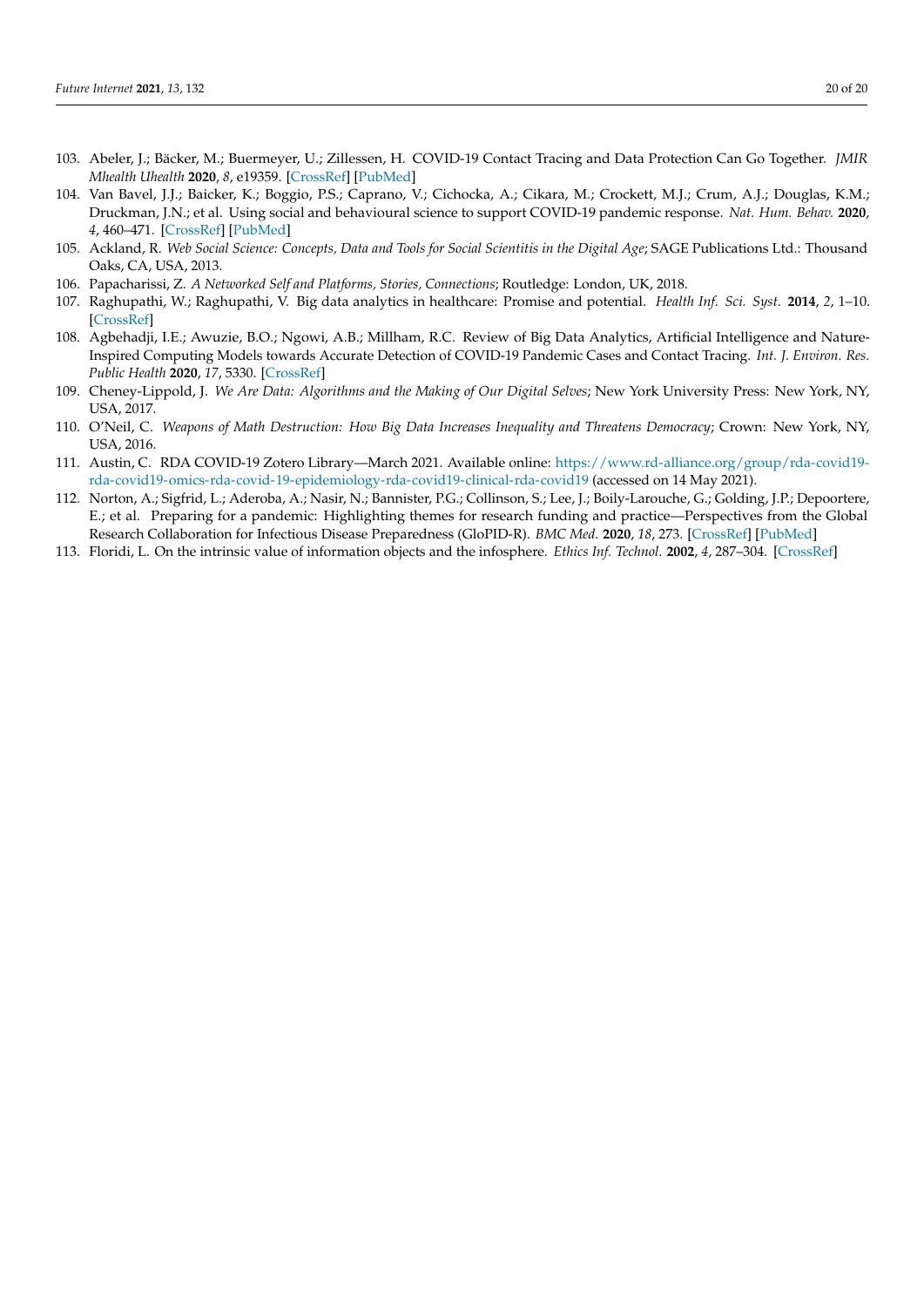103. Abeler, J.; Bäcker, M.; Buermeyer, U.; Zillessen, H. COVID-19 Contact Tracing and Data Protection Can Go Together. *JMIR Mhealth Uhealth* **2020**, *8*, e19359. [CrossRef] [PubMed]
104. Van Bavel, J.J.; Baicker, K.; Boggio, P.S.; Caprano, V.; Cichocka, A.; Cikara, M.; Crockett, M.J.; Crum, A.J.; Douglas, K.M.; Druckman, J.N.; et al. Using social and behavioural science to support COVID-19 pandemic response. *Nat. Hum. Behav.* **2020**, *4*, 460–471. [CrossRef] [PubMed]
105. Ackland, R. *Web Social Science: Concepts, Data and Tools for Social Scientitis in the Digital Age*; SAGE Publications Ltd.: Thousand Oaks, CA, USA, 2013.
106. Papacharissi, Z. *A Networked Self and Platforms, Stories, Connections*; Routledge: London, UK, 2018.
107. Raghupathi, W.; Raghupathi, V. Big data analytics in healthcare: Promise and potential. *Health Inf. Sci. Syst.* **2014**, *2*, 1–10. [CrossRef]
108. Agbehadji, I.E.; Awuzie, B.O.; Ngowi, A.B.; Millham, R.C. Review of Big Data Analytics, Artificial Intelligence and Nature-Inspired Computing Models towards Accurate Detection of COVID-19 Pandemic Cases and Contact Tracing. *Int. J. Environ. Res. Public Health* **2020**, *17*, 5330. [CrossRef]
109. Cheney-Lippold, J. *We Are Data: Algorithms and the Making of Our Digital Selves*; New York University Press: New York, NY, USA, 2017.
110. O'Neil, C. *Weapons of Math Destruction: How Big Data Increases Inequality and Threatens Democracy*; Crown: New York, NY, USA, 2016.
111. Austin, C. RDA COVID-19 Zotero Library—March 2021. Available online: https://www.rd-alliance.org/group/rda-covid19-rda-covid19-omics-rda-covid-19-epidemiology-rda-covid19-clinical-rda-covid19 (accessed on 14 May 2021).
112. Norton, A.; Sigfrid, L.; Aderoba, A.; Nasir, N.; Bannister, P.G.; Collinson, S.; Lee, J.; Boily-Larouche, G.; Golding, J.P.; Depoortere, E.; et al. Preparing for a pandemic: Highlighting themes for research funding and practice—Perspectives from the Global Research Collaboration for Infectious Disease Preparedness (GloPID-R). *BMC Med.* **2020**, *18*, 273. [CrossRef] [PubMed]
113. Floridi, L. On the intrinsic value of information objects and the infosphere. *Ethics Inf. Technol.* **2002**, *4*, 287–304. [CrossRef]